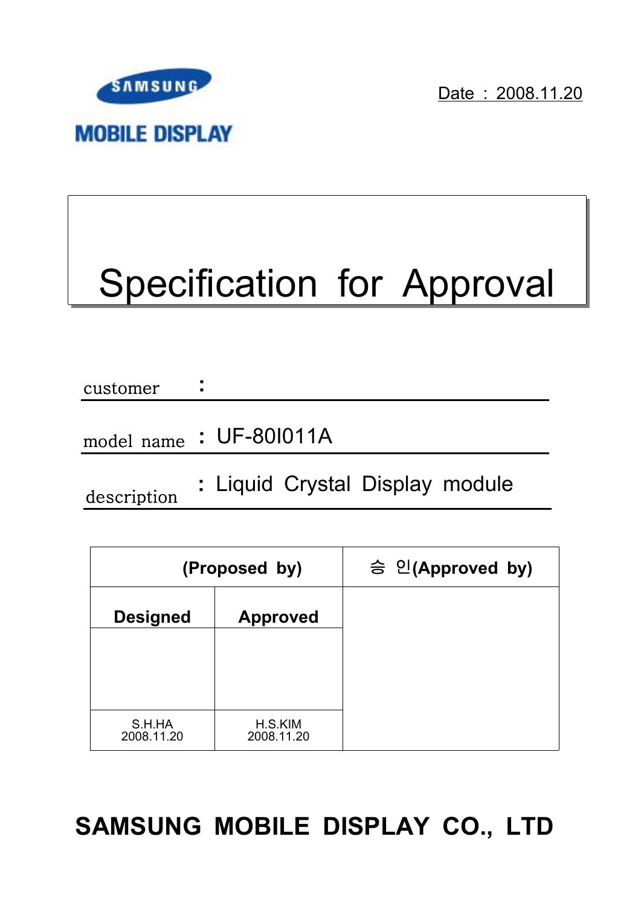SAMSUNG

MOBILE DISPLAY

Date : 2008.11.20

# Specification for Approval

customer :

model name : UF-80I011A

description : Liquid Crystal Display module

| (Proposed by) | | 승 인(Approved by) |
|---|---|---|
| Designed | Approved | |
| | | |
| S.H.HA 2008.11.20 | H.S.KIM 2008.11.20 | |

**SAMSUNG MOBILE DISPLAY CO., LTD**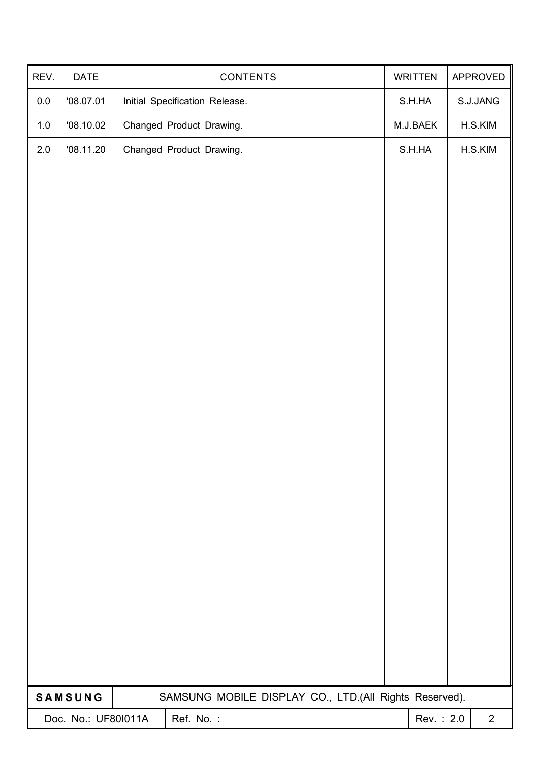| REV. | DATE | CONTENTS | WRITTEN | APPROVED |
|---|---|---|---|---|
| 0.0 | '08.07.01 | Initial Specification Release. | S.H.HA | S.J.JANG |
| 1.0 | '08.10.02 | Changed Product Drawing. | M.J.BAEK | H.S.KIM |
| 2.0 | '08.11.20 | Changed Product Drawing. | S.H.HA | H.S.KIM |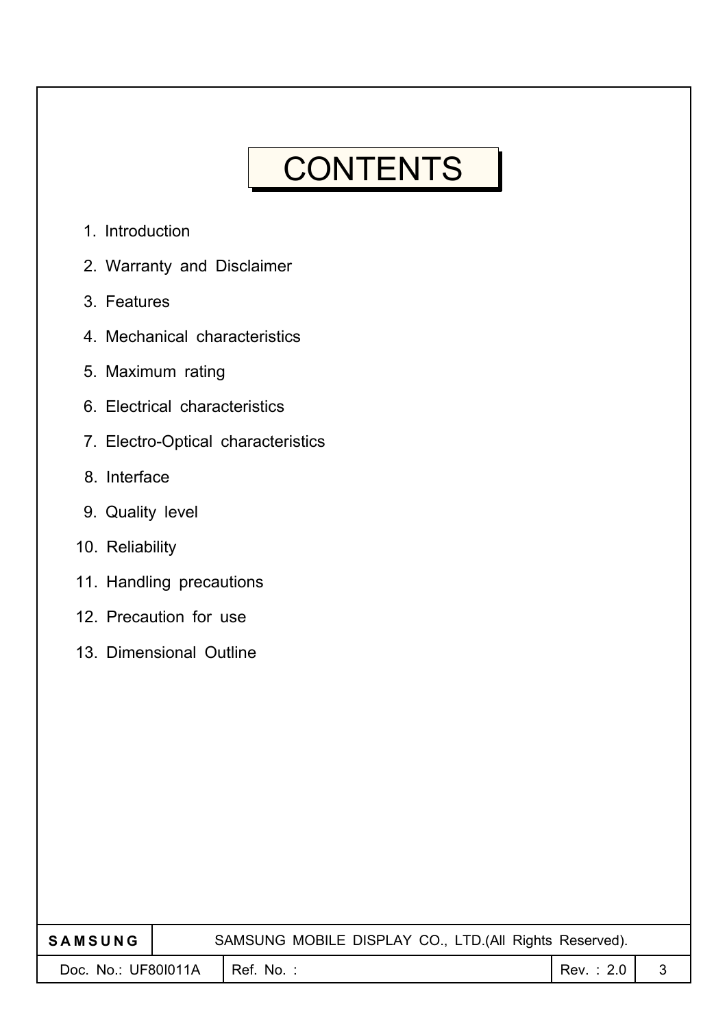# CONTENTS

1. Introduction
2. Warranty and Disclaimer
3. Features
4. Mechanical characteristics
5. Maximum rating
6. Electrical characteristics
7. Electro-Optical characteristics
8. Interface
9. Quality level
10. Reliability
11. Handling precautions
12. Precaution for use
13. Dimensional Outline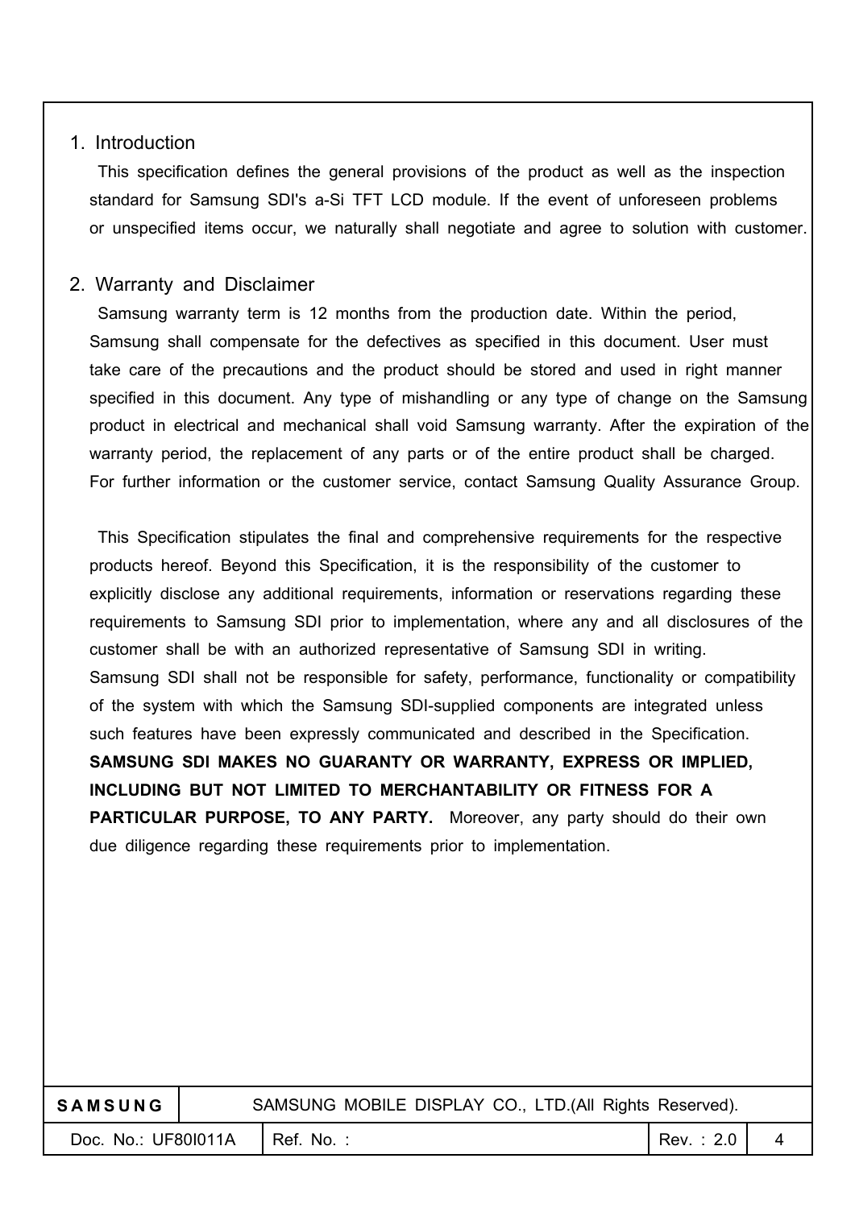## 1. Introduction

This specification defines the general provisions of the product as well as the inspection standard for Samsung SDI's a-Si TFT LCD module. If the event of unforeseen problems or unspecified items occur, we naturally shall negotiate and agree to solution with customer.

## 2. Warranty and Disclaimer

Samsung warranty term is 12 months from the production date. Within the period, Samsung shall compensate for the defectives as specified in this document. User must take care of the precautions and the product should be stored and used in right manner specified in this document. Any type of mishandling or any type of change on the Samsung product in electrical and mechanical shall void Samsung warranty. After the expiration of the warranty period, the replacement of any parts or of the entire product shall be charged. For further information or the customer service, contact Samsung Quality Assurance Group.

This Specification stipulates the final and comprehensive requirements for the respective products hereof. Beyond this Specification, it is the responsibility of the customer to explicitly disclose any additional requirements, information or reservations regarding these requirements to Samsung SDI prior to implementation, where any and all disclosures of the customer shall be with an authorized representative of Samsung SDI in writing. Samsung SDI shall not be responsible for safety, performance, functionality or compatibility of the system with which the Samsung SDI-supplied components are integrated unless such features have been expressly communicated and described in the Specification. **SAMSUNG SDI MAKES NO GUARANTY OR WARRANTY, EXPRESS OR IMPLIED, INCLUDING BUT NOT LIMITED TO MERCHANTABILITY OR FITNESS FOR A PARTICULAR PURPOSE, TO ANY PARTY.** Moreover, any party should do their own due diligence regarding these requirements prior to implementation.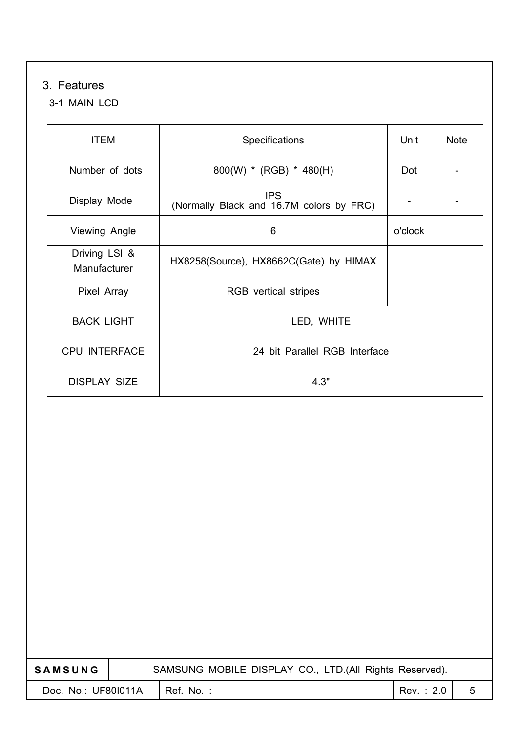## 3. Features

### 3-1 MAIN LCD

| ITEM | Specifications | Unit | Note |
|---|---|---|---|
| Number of dots | 800(W) * (RGB) * 480(H) | Dot | - |
| Display Mode | IPS<br>(Normally Black and 16.7M colors by FRC) | - | - |
| Viewing Angle | 6 | o'clock | |
| Driving LSI & Manufacturer | HX8258(Source), HX8662C(Gate) by HIMAX | | |
| Pixel Array | RGB vertical stripes | | |
| BACK LIGHT | LED, WHITE | | |
| CPU INTERFACE | 24 bit Parallel RGB Interface | | |
| DISPLAY SIZE | 4.3" | | |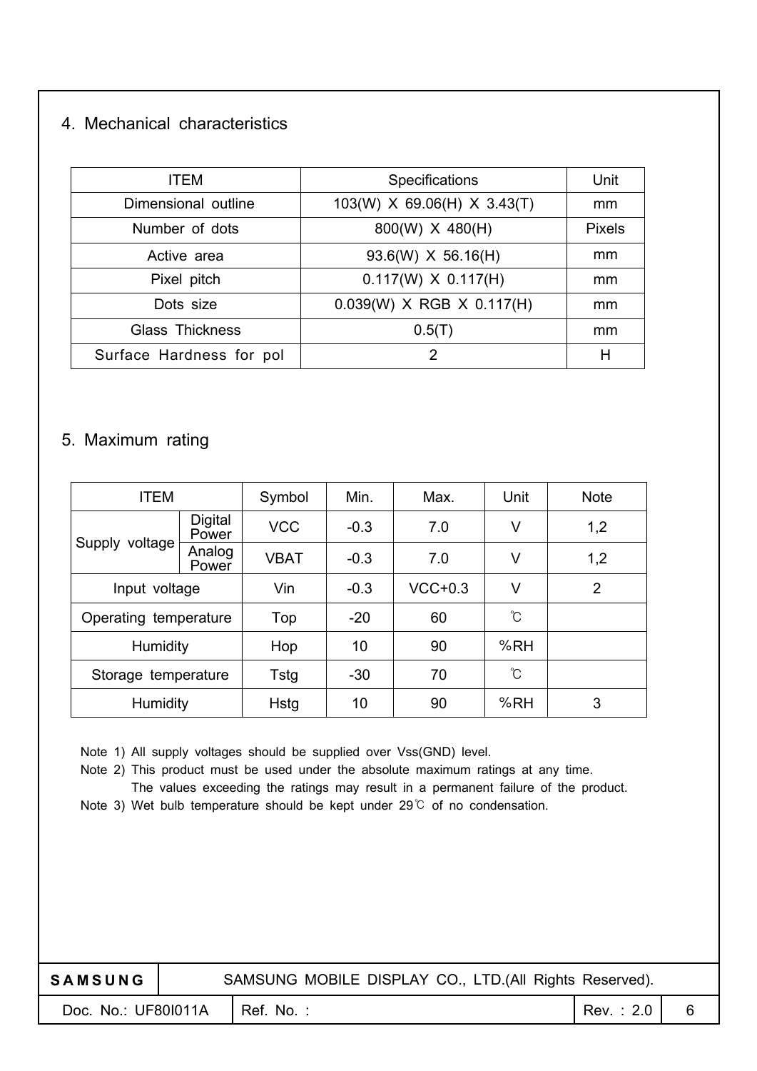## 4. Mechanical characteristics

| ITEM | Specifications | Unit |
|---|---|---|
| Dimensional outline | 103(W) X 69.06(H) X 3.43(T) | mm |
| Number of dots | 800(W) X 480(H) | Pixels |
| Active area | 93.6(W) X 56.16(H) | mm |
| Pixel pitch | 0.117(W) X 0.117(H) | mm |
| Dots size | 0.039(W) X RGB X 0.117(H) | mm |
| Glass Thickness | 0.5(T) | mm |
| Surface Hardness for pol | 2 | H |

## 5. Maximum rating

| ITEM | | Symbol | Min. | Max. | Unit | Note |
|---|---|---|---|---|---|---|
| Supply voltage | Digital Power | VCC | -0.3 | 7.0 | V | 1,2 |
| | Analog Power | VBAT | -0.3 | 7.0 | V | 1,2 |
| Input voltage | | Vin | -0.3 | VCC+0.3 | V | 2 |
| Operating temperature | | Top | -20 | 60 | ℃ | |
| Humidity | | Hop | 10 | 90 | %RH | |
| Storage temperature | | Tstg | -30 | 70 | ℃ | |
| Humidity | | Hstg | 10 | 90 | %RH | 3 |

Note 1) All supply voltages should be supplied over Vss(GND) level.

Note 2) This product must be used under the absolute maximum ratings at any time.
The values exceeding the ratings may result in a permanent failure of the product.

Note 3) Wet bulb temperature should be kept under 29℃ of no condensation.

| SAMSUNG | SAMSUNG MOBILE DISPLAY CO., LTD.(All Rights Reserved). | | |
|---|---|---|---|
| Doc. No.: UF80I011A | Ref. No. : | Rev. : 2.0 | |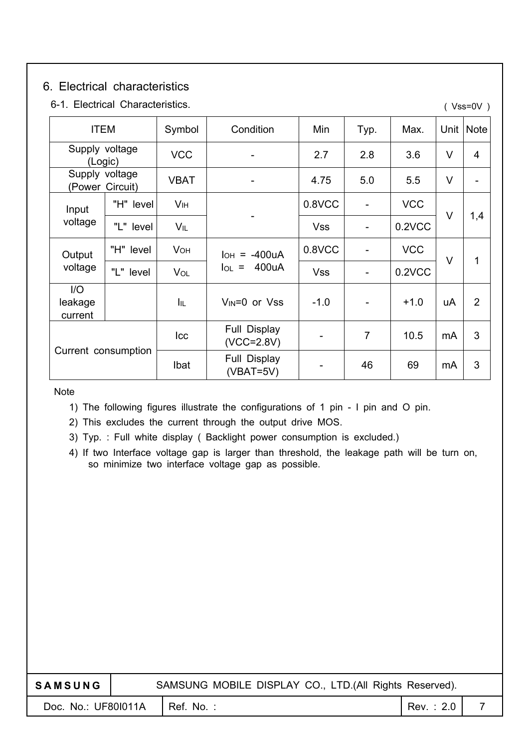# 6. Electrical characteristics

## 6-1. Electrical Characteristics.

( Vss=0V )

| ITEM | | Symbol | Condition | Min | Typ. | Max. | Unit | Note |
|---|---|---|---|---|---|---|---|---|
| Supply voltage (Logic) | | VCC | - | 2.7 | 2.8 | 3.6 | V | 4 |
| Supply voltage (Power Circuit) | | VBAT | - | 4.75 | 5.0 | 5.5 | V | - |
| Input voltage | "H" level | $V_{IH}$ | - | 0.8VCC | - | VCC | V | 1,4 |
| | "L" level | $V_{IL}$ | | Vss | - | 0.2VCC | | |
| Output voltage | "H" level | $V_{OH}$ | $I_{OH}$ = -400uA<br>$I_{OL}$ = 400uA | 0.8VCC | - | VCC | V | 1 |
| | "L" level | $V_{OL}$ | | Vss | - | 0.2VCC | | |
| I/O leakage current | | $I_{IL}$ | $V_{IN}$=0 or Vss | -1.0 | - | +1.0 | uA | 2 |
| Current consumption | | Icc | Full Display (VCC=2.8V) | - | 7 | 10.5 | mA | 3 |
| | | Ibat | Full Display (VBAT=5V) | - | 46 | 69 | mA | 3 |

Note

1) The following figures illustrate the configurations of 1 pin - I pin and O pin.
2) This excludes the current through the output drive MOS.
3) Typ. : Full white display ( Backlight power consumption is excluded.)
4) If two Interface voltage gap is larger than threshold, the leakage path will be turn on, so minimize two interface voltage gap as possible.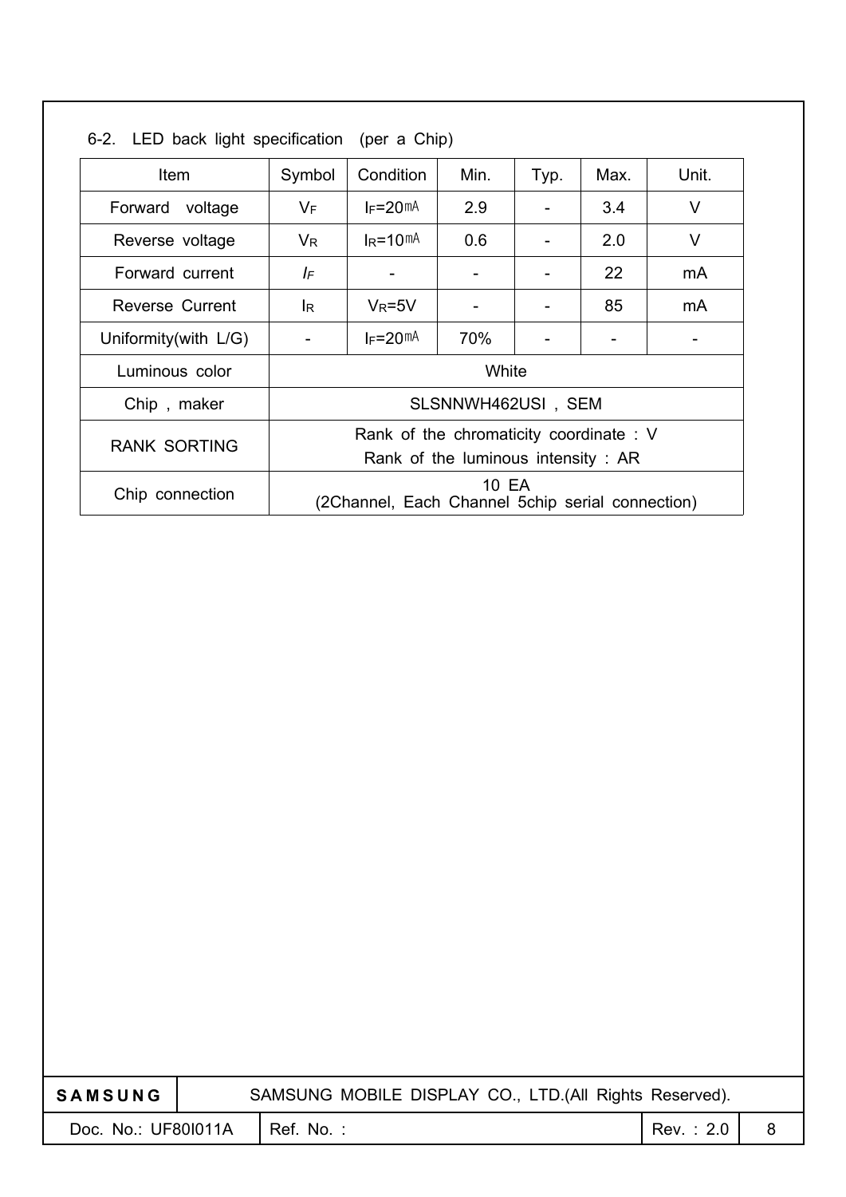### 6-2. LED back light specification (per a Chip)

| Item | Symbol | Condition | Min. | Typ. | Max. | Unit. |
|---|---|---|---|---|---|---|
| Forward voltage | $V_F$ | $I_F$=20mA | 2.9 | - | 3.4 | V |
| Reverse voltage | $V_R$ | $I_R$=10mA | 0.6 | - | 2.0 | V |
| Forward current | $I_F$ | - | - | - | 22 | mA |
| Reverse Current | $I_R$ | $V_R$=5V | - | - | 85 | mA |
| Uniformity(with L/G) | - | $I_F$=20mA | 70% | - | - | - |
| Luminous color | White | | | | | |
| Chip , maker | SLSNNWH462USI , SEM | | | | | |
| RANK SORTING | Rank of the chromaticity coordinate : V<br>Rank of the luminous intensity : AR | | | | | |
| Chip connection | 10 EA<br>(2Channel, Each Channel 5chip serial connection) | | | | | |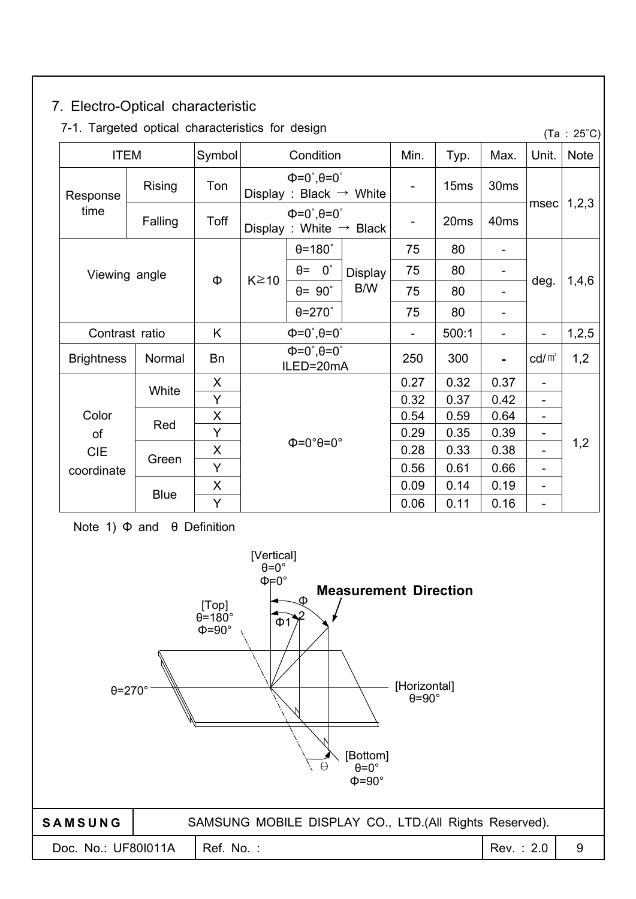## 7. Electro-Optical characteristic

### 7-1. Targeted optical characteristics for design

(Ta : 25˚C)

| ITEM | | Symbol | Condition | | | Min. | Typ. | Max. | Unit. | Note |
|---|---|---|---|---|---|---|---|---|---|---|
| Response time | Rising | Ton | Φ=0˚,θ=0˚ Display : Black → White | | | - | 15ms | 30ms | msec | 1,2,3 |
| | Falling | Toff | Φ=0˚,θ=0˚ Display : White → Black | | | - | 20ms | 40ms | | |
| Viewing angle | | Φ | K≥10 | θ=180˚ | Display B/W | 75 | 80 | - | deg. | 1,4,6 |
| | | | | θ= 0˚ | | 75 | 80 | - | | |
| | | | | θ= 90˚ | | 75 | 80 | - | | |
| | | | | θ=270˚ | | 75 | 80 | - | | |
| Contrast ratio | | K | Φ=0˚,θ=0˚ | | | - | 500:1 | - | - | 1,2,5 |
| Brightness | Normal | Bn | Φ=0˚,θ=0˚ ILED=20mA | | | 250 | 300 | - | cd/㎡ | 1,2 |
| Color of CIE coordinate | White | X | Φ=0°θ=0° | | | 0.27 | 0.32 | 0.37 | - | 1,2 |
| | | Y | | | | 0.32 | 0.37 | 0.42 | - | |
| | Red | X | | | | 0.54 | 0.59 | 0.64 | - | |
| | | Y | | | | 0.29 | 0.35 | 0.39 | - | |
| | Green | X | | | | 0.28 | 0.33 | 0.38 | - | |
| | | Y | | | | 0.56 | 0.61 | 0.66 | - | |
| | Blue | X | | | | 0.09 | 0.14 | 0.19 | - | |
| | | Y | | | | 0.06 | 0.11 | 0.16 | - | |

Note 1) Φ and θ Definition

[Vertical] θ=0° Φ=0°

Measurement Direction

[Top] θ=180° Φ=90°

Φ1 Φ2

θ=270°

[Horizontal] θ=90°

[Bottom] θ=0° Φ=90°

θ

SAMSUNG MOBILE DISPLAY CO., LTD.(All Rights Reserved).

Doc. No.: UF80I011A Ref. No. : Rev. : 2.0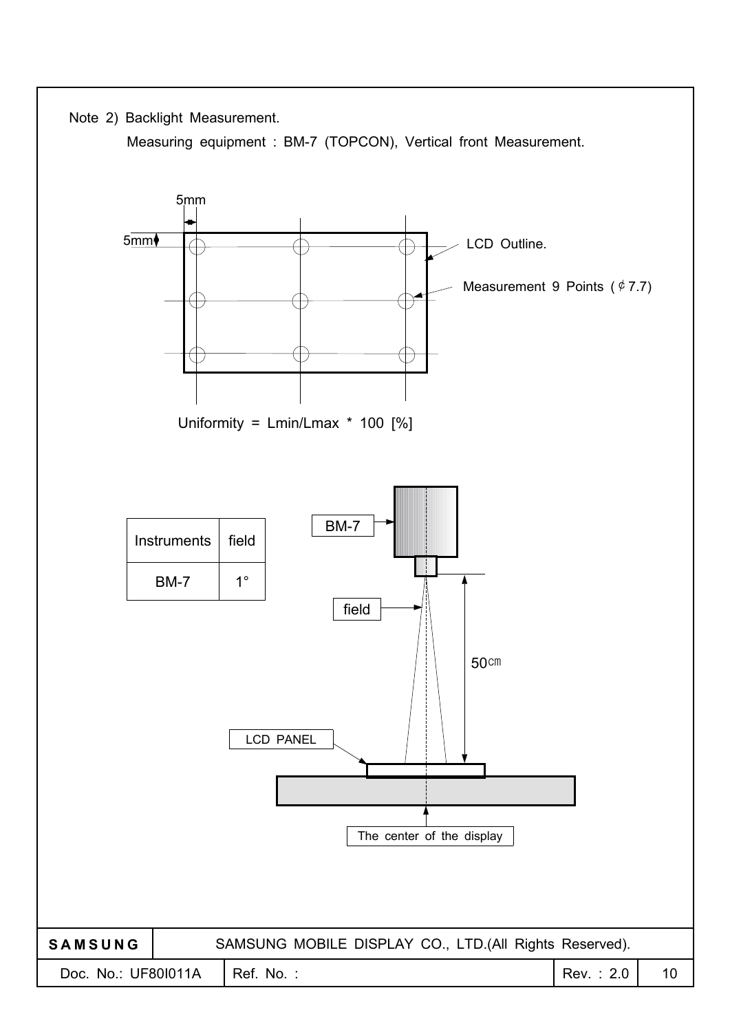Note 2) Backlight Measurement.

Measuring equipment : BM-7 (TOPCON), Vertical front Measurement.

5mm

5mm

LCD Outline.

Measurement 9 Points ( ¢ 7.7)

Uniformity = Lmin/Lmax * 100 [%]

| Instruments | field |
|---|---|
| BM-7 | 1° |

BM-7

field

50㎝

LCD PANEL

The center of the display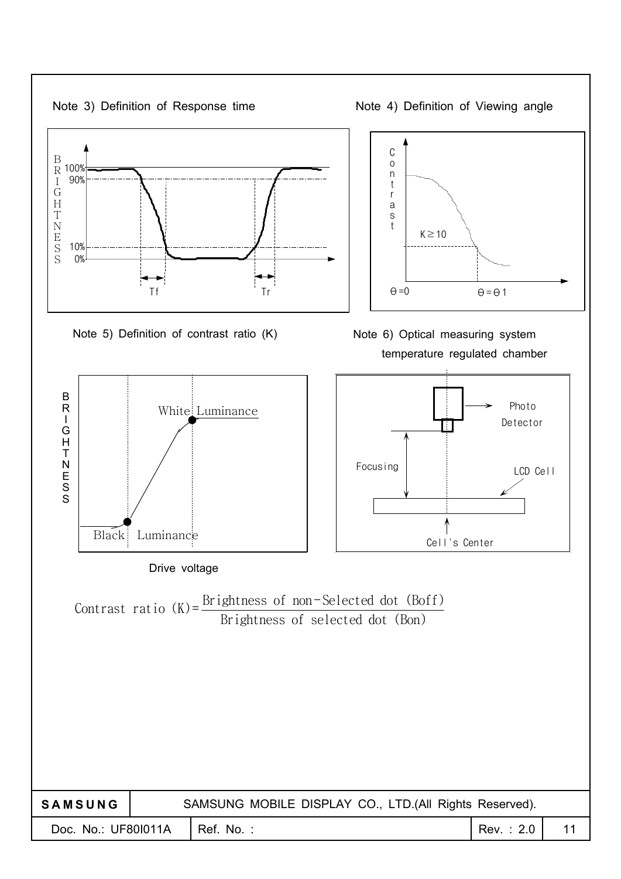Note 3) Definition of Response time

Note 4) Definition of Viewing angle

Note 5) Definition of contrast ratio (K)

Drive voltage

Note 6) Optical measuring system temperature regulated chamber

$$\text{Contrast ratio (K)} = \frac{\text{Brightness of non-Selected dot (Boff)}}{\text{Brightness of selected dot (Bon)}}$$

| SAMSUNG | SAMSUNG MOBILE DISPLAY CO., LTD.(All Rights Reserved). | | |
|---|---|---|---|
| Doc. No.: UF80I011A | Ref. No. : | Rev. : 2.0 | 11 |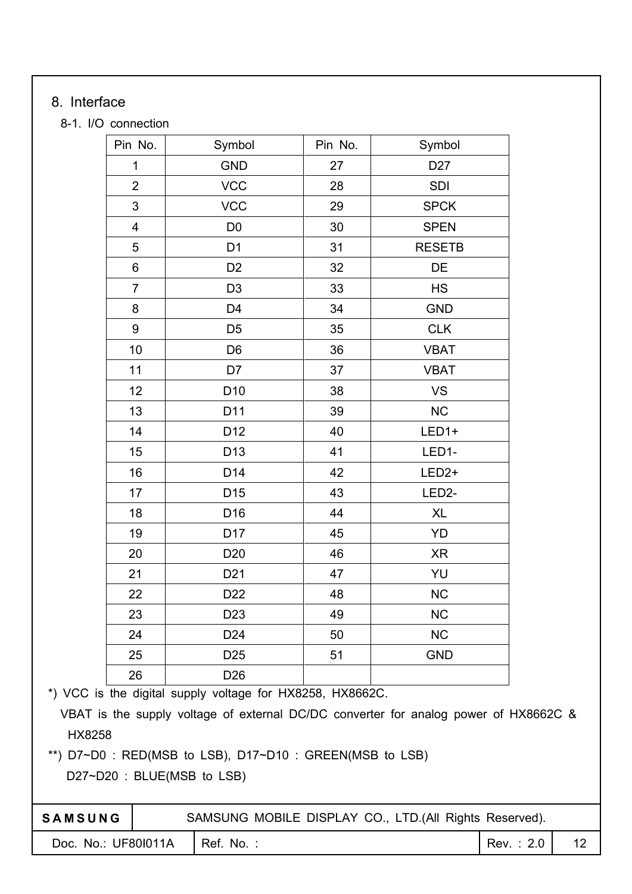# 8. Interface

## 8-1. I/O connection

| Pin No. | Symbol | Pin No. | Symbol |
|---|---|---|---|
| 1 | GND | 27 | D27 |
| 2 | VCC | 28 | SDI |
| 3 | VCC | 29 | SPCK |
| 4 | D0 | 30 | SPEN |
| 5 | D1 | 31 | RESETB |
| 6 | D2 | 32 | DE |
| 7 | D3 | 33 | HS |
| 8 | D4 | 34 | GND |
| 9 | D5 | 35 | CLK |
| 10 | D6 | 36 | VBAT |
| 11 | D7 | 37 | VBAT |
| 12 | D10 | 38 | VS |
| 13 | D11 | 39 | NC |
| 14 | D12 | 40 | LED1+ |
| 15 | D13 | 41 | LED1- |
| 16 | D14 | 42 | LED2+ |
| 17 | D15 | 43 | LED2- |
| 18 | D16 | 44 | XL |
| 19 | D17 | 45 | YD |
| 20 | D20 | 46 | XR |
| 21 | D21 | 47 | YU |
| 22 | D22 | 48 | NC |
| 23 | D23 | 49 | NC |
| 24 | D24 | 50 | NC |
| 25 | D25 | 51 | GND |
| 26 | D26 | | |

*) VCC is the digital supply voltage for HX8258, HX8662C.
VBAT is the supply voltage of external DC/DC converter for analog power of HX8662C & HX8258

**) D7~D0 : RED(MSB to LSB), D17~D10 : GREEN(MSB to LSB)
D27~D20 : BLUE(MSB to LSB)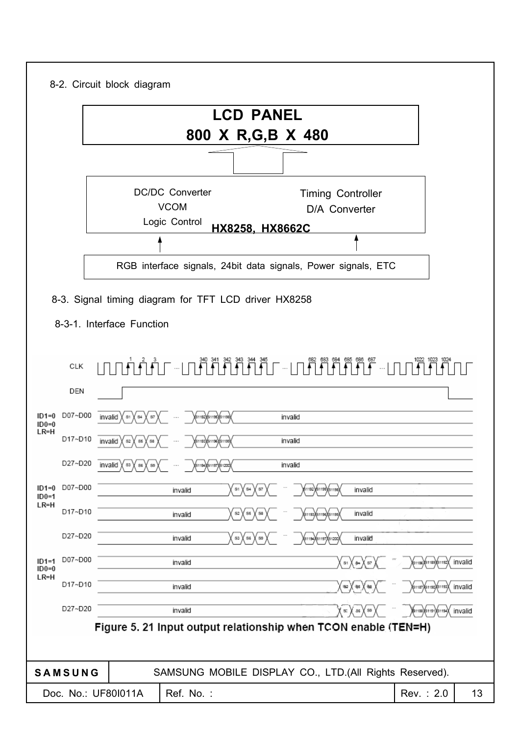8-2. Circuit block diagram

**LCD PANEL**
**800 X R,G,B X 480**

DC/DC Converter
VCOM
Logic Control

Timing Controller
D/A Converter

**HX8258, HX8662C**

RGB interface signals, 24bit data signals, Power signals, ETC

8-3. Signal timing diagram for TFT LCD driver HX8258

8-3-1. Interface Function

Figure 5. 21 Input output relationship when TCON enable (TEN=H)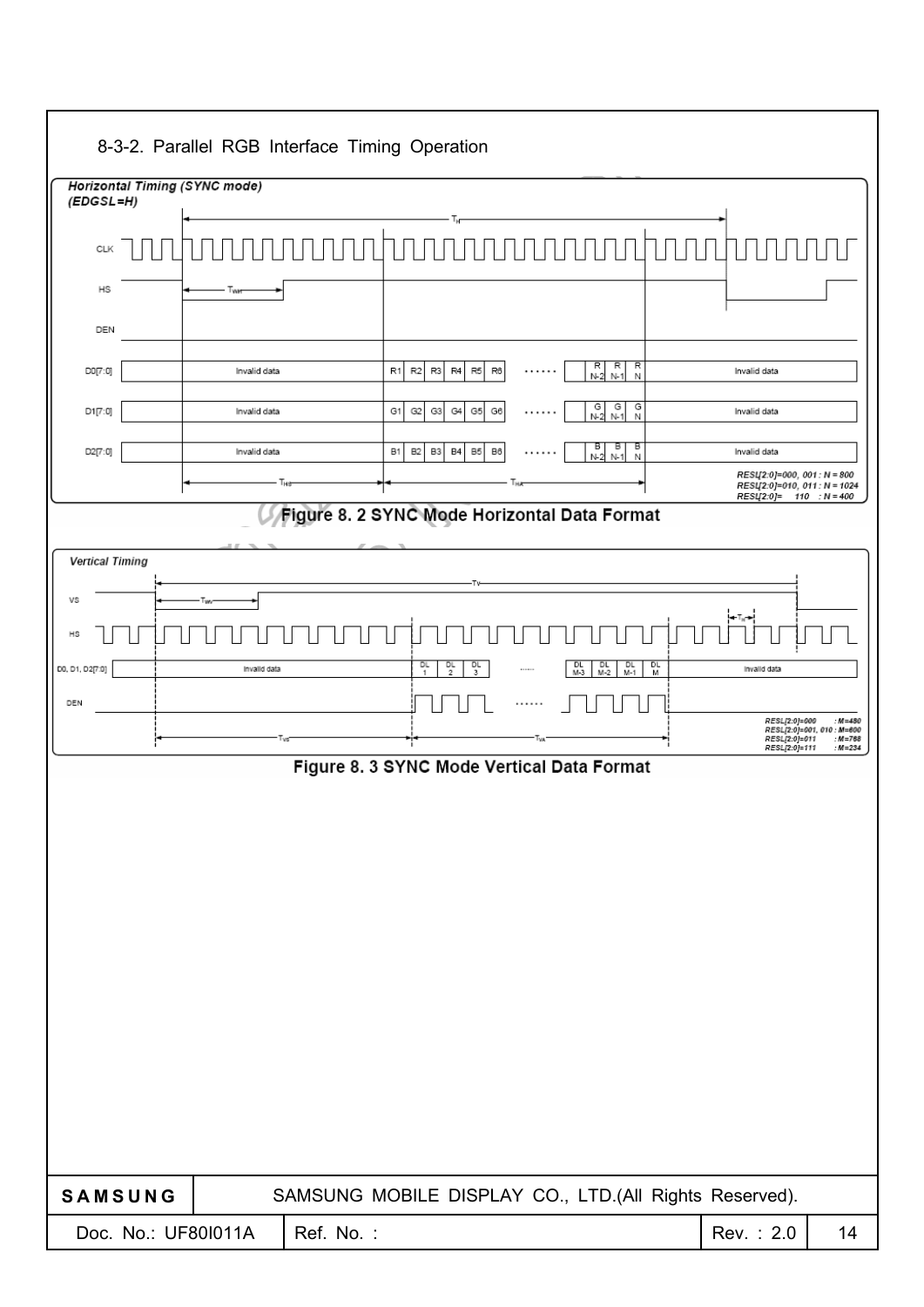8-3-2. Parallel RGB Interface Timing Operation

*Horizontal Timing (SYNC mode)*
*(EDGSL=H)*

CLK

HS

DEN

D0[7:0] Invalid data R1 R2 R3 R4 R5 R6 ...... R N-2 R N-1 R N Invalid data

D1[7:0] Invalid data G1 G2 G3 G4 G5 G6 ...... G N-2 G N-1 G N Invalid data

D2[7:0] Invalid data B1 B2 B3 B4 B5 B6 ...... B N-2 B N-1 B N Invalid data

$T_H$, $T_{WH}$, $T_{HS}$, $T_{HA}$

*RESL[2:0]=000, 001 : N = 800*
*RESL[2:0]=010, 011 : N = 1024*
*RESL[2:0]= 110 : N = 400*

**Figure 8. 2 SYNC Mode Horizontal Data Format**

*Vertical Timing*

VS

HS

D0, D1, D2[7:0] Invalid data DL 1 DL 2 DL 3 ...... DL M-3 DL M-2 DL M-1 DL M Invalid data

DEN

$T_V$, $T_{WV}$, $T_H$, $T_{VS}$, $T_{VA}$

*RESL[2:0]=000 : M=480*
*RESL[2:0]=001, 010 : M=600*
*RESL[2:0]=011 : M=768*
*RESL[2:0]=111 : M=234*

**Figure 8. 3 SYNC Mode Vertical Data Format**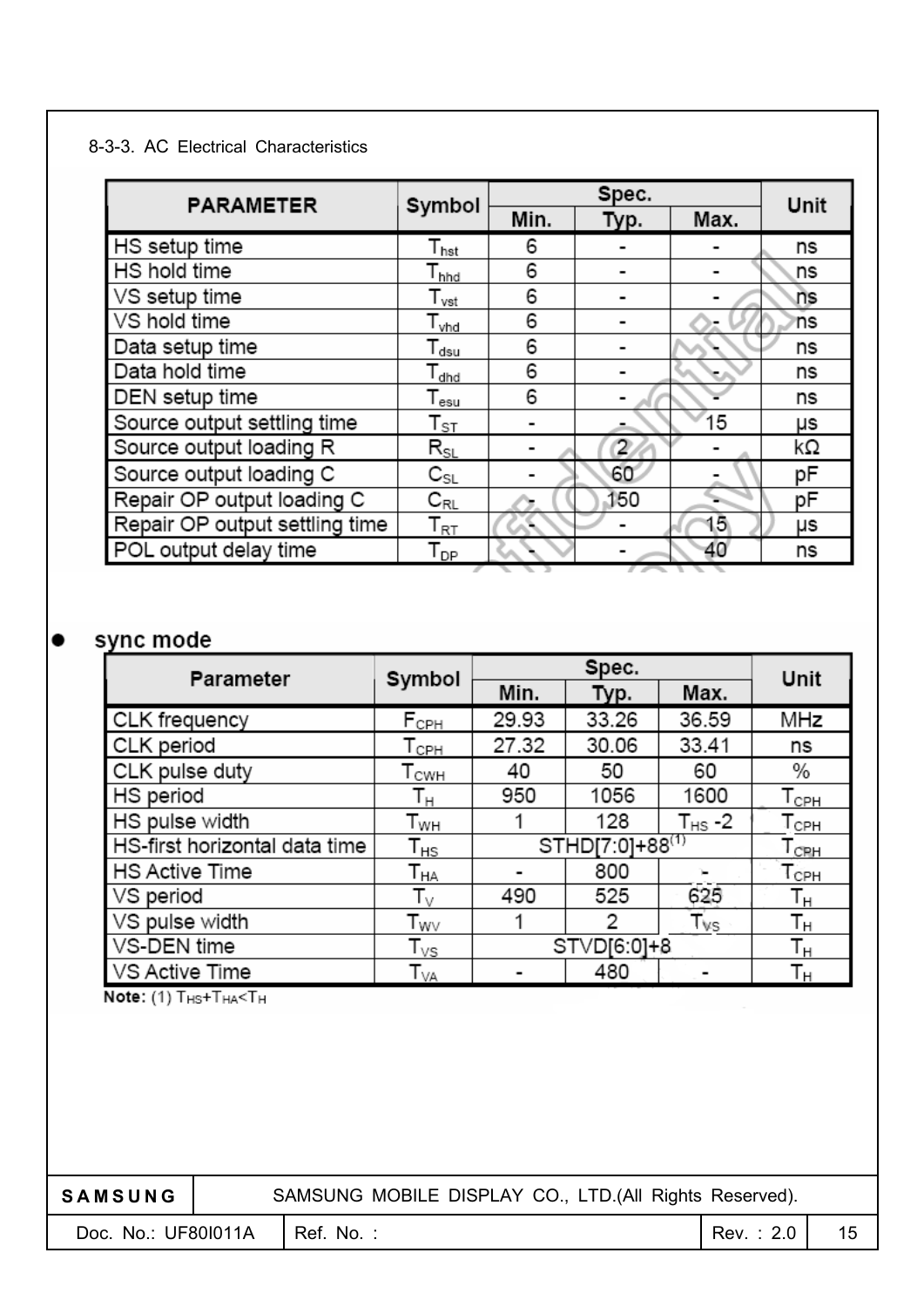8-3-3. AC Electrical Characteristics

| PARAMETER | Symbol | Spec. | | | Unit |
|---|---|---|---|---|---|
| | | Min. | Typ. | Max. | |
| HS setup time | $T_{hst}$ | 6 | - | - | ns |
| HS hold time | $T_{hhd}$ | 6 | - | - | ns |
| VS setup time | $T_{vst}$ | 6 | - | - | ns |
| VS hold time | $T_{vhd}$ | 6 | - | - | ns |
| Data setup time | $T_{dsu}$ | 6 | - | - | ns |
| Data hold time | $T_{dhd}$ | 6 | - | - | ns |
| DEN setup time | $T_{esu}$ | 6 | - | - | ns |
| Source output settling time | $T_{ST}$ | - | - | 15 | μs |
| Source output loading R | $R_{SL}$ | - | 2 | - | kΩ |
| Source output loading C | $C_{SL}$ | - | 60 | - | pF |
| Repair OP output loading C | $C_{RL}$ | - | 150 | - | pF |
| Repair OP output settling time | $T_{RT}$ | - | - | 15 | μs |
| POL output delay time | $T_{DP}$ | - | - | 40 | ns |

- **sync mode**

| Parameter | Symbol | Spec. | | | Unit |
|---|---|---|---|---|---|
| | | Min. | Typ. | Max. | |
| CLK frequency | $F_{CPH}$ | 29.93 | 33.26 | 36.59 | MHz |
| CLK period | $T_{CPH}$ | 27.32 | 30.06 | 33.41 | ns |
| CLK pulse duty | $T_{CWH}$ | 40 | 50 | 60 | % |
| HS period | $T_H$ | 950 | 1056 | 1600 | $T_{CPH}$ |
| HS pulse width | $T_{WH}$ | 1 | 128 | $T_{HS}$ -2 | $T_{CPH}$ |
| HS-first horizontal data time | $T_{HS}$ | STHD[7:0]+88[1] | | | $T_{CPH}$ |
| HS Active Time | $T_{HA}$ | - | 800 | - | $T_{CPH}$ |
| VS period | $T_V$ | 490 | 525 | 625 | $T_H$ |
| VS pulse width | $T_{WV}$ | 1 | 2 | $T_{VS}$ | $T_H$ |
| VS-DEN time | $T_{VS}$ | STVD[6:0]+8 | | | $T_H$ |
| VS Active Time | $T_{VA}$ | - | 480 | - | $T_H$ |

**Note:** (1) $T_{HS}+T_{HA}<T_H$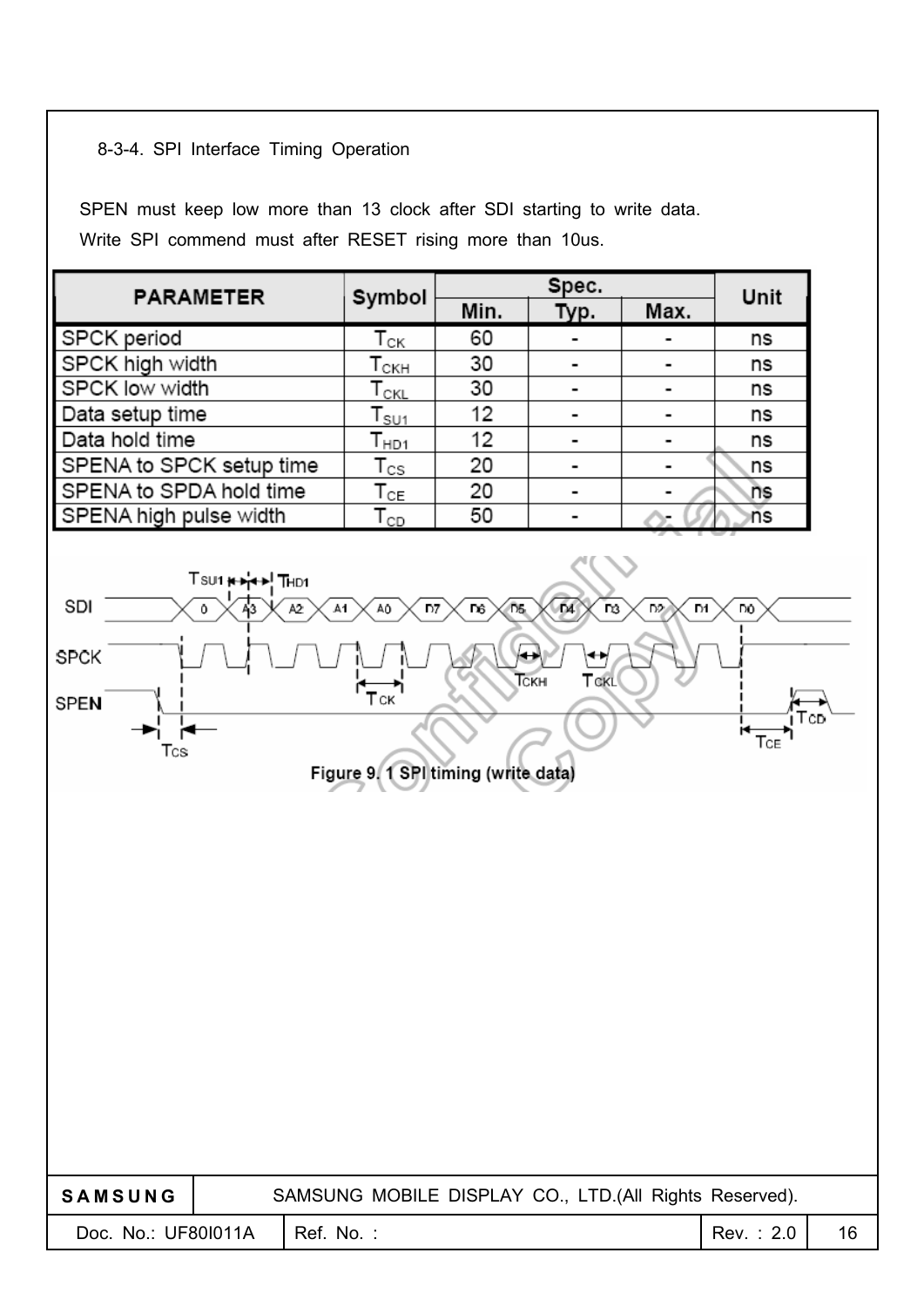### 8-3-4. SPI Interface Timing Operation

SPEN must keep low more than 13 clock after SDI starting to write data.
Write SPI commend must after RESET rising more than 10us.

| PARAMETER | Symbol | Spec. | | | Unit |
|---|---|---|---|---|---|
| | | Min. | Typ. | Max. | |
| SPCK period | $T_{CK}$ | 60 | - | - | ns |
| SPCK high width | $T_{CKH}$ | 30 | - | - | ns |
| SPCK low width | $T_{CKL}$ | 30 | - | - | ns |
| Data setup time | $T_{SU1}$ | 12 | - | - | ns |
| Data hold time | $T_{HD1}$ | 12 | - | - | ns |
| SPENA to SPCK setup time | $T_{CS}$ | 20 | - | - | ns |
| SPENA to SPDA hold time | $T_{CE}$ | 20 | - | - | ns |
| SPENA high pulse width | $T_{CD}$ | 50 | - | - | ns |

Figure 9. 1 SPI timing (write data)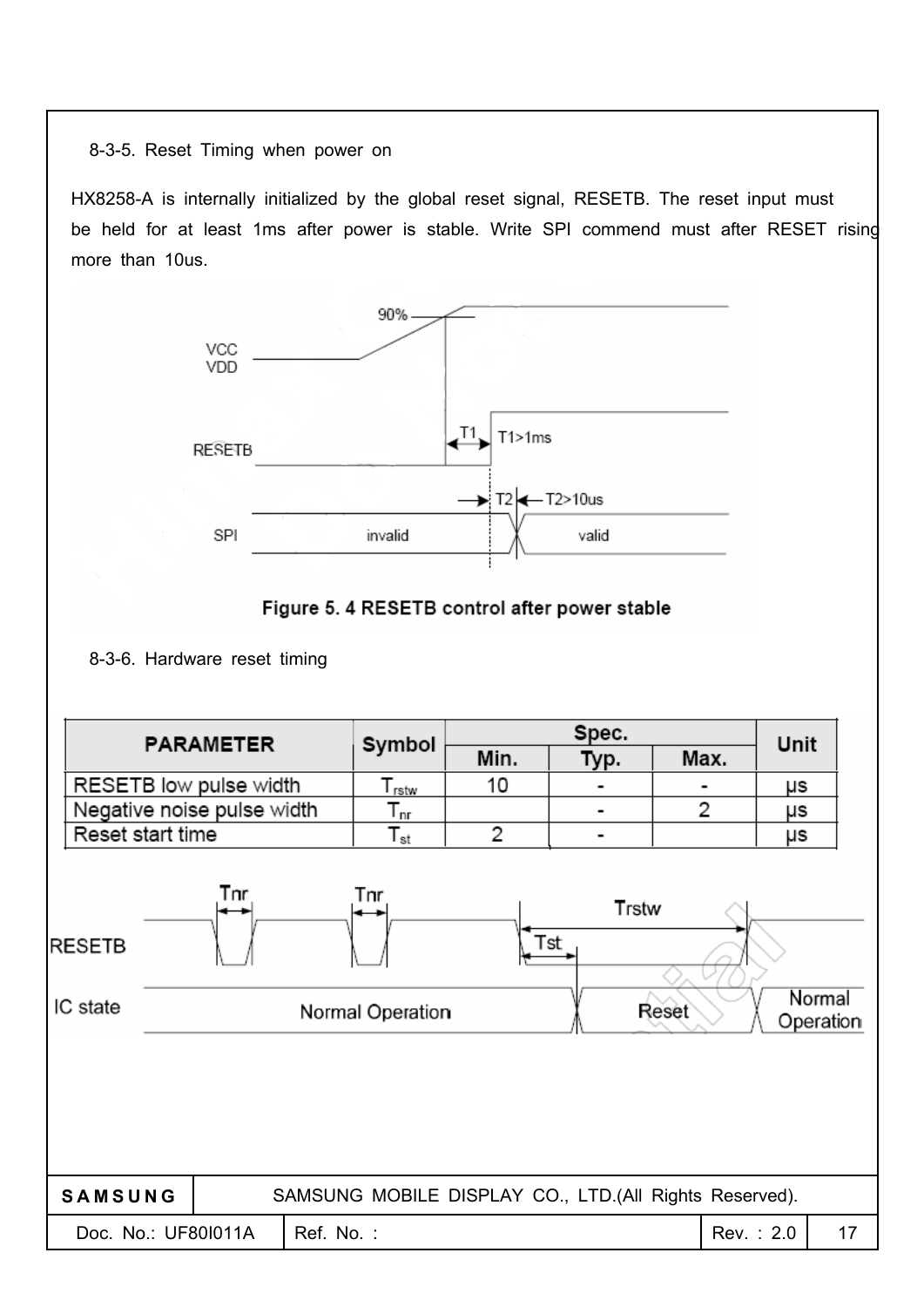### 8-3-5. Reset Timing when power on

HX8258-A is internally initialized by the global reset signal, RESETB. The reset input must be held for at least 1ms after power is stable. Write SPI commend must after RESET rising more than 10us.

Figure 5. 4 RESETB control after power stable

### 8-3-6. Hardware reset timing

| PARAMETER | Symbol | Spec. | | | Unit |
|---|---|---|---|---|---|
| | | Min. | Typ. | Max. | |
| RESETB low pulse width | $T_{rstw}$ | 10 | - | - | μs |
| Negative noise pulse width | $T_{nr}$ | | - | 2 | μs |
| Reset start time | $T_{st}$ | 2 | - | | μs |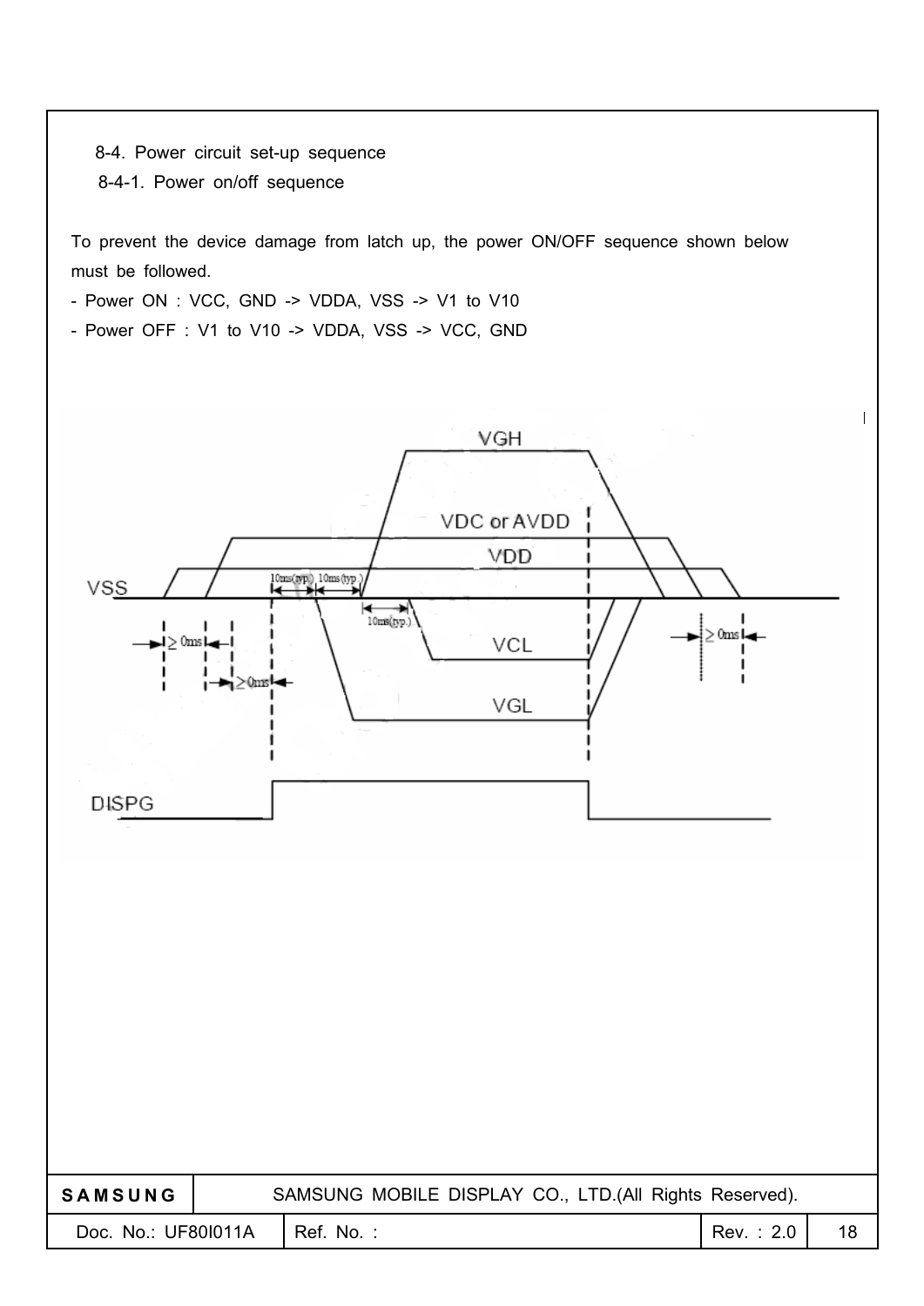## 8-4. Power circuit set-up sequence

### 8-4-1. Power on/off sequence

To prevent the device damage from latch up, the power ON/OFF sequence shown below must be followed.

- Power ON : VCC, GND -> VDDA, VSS -> V1 to V10
- Power OFF : V1 to V10 -> VDDA, VSS -> VCC, GND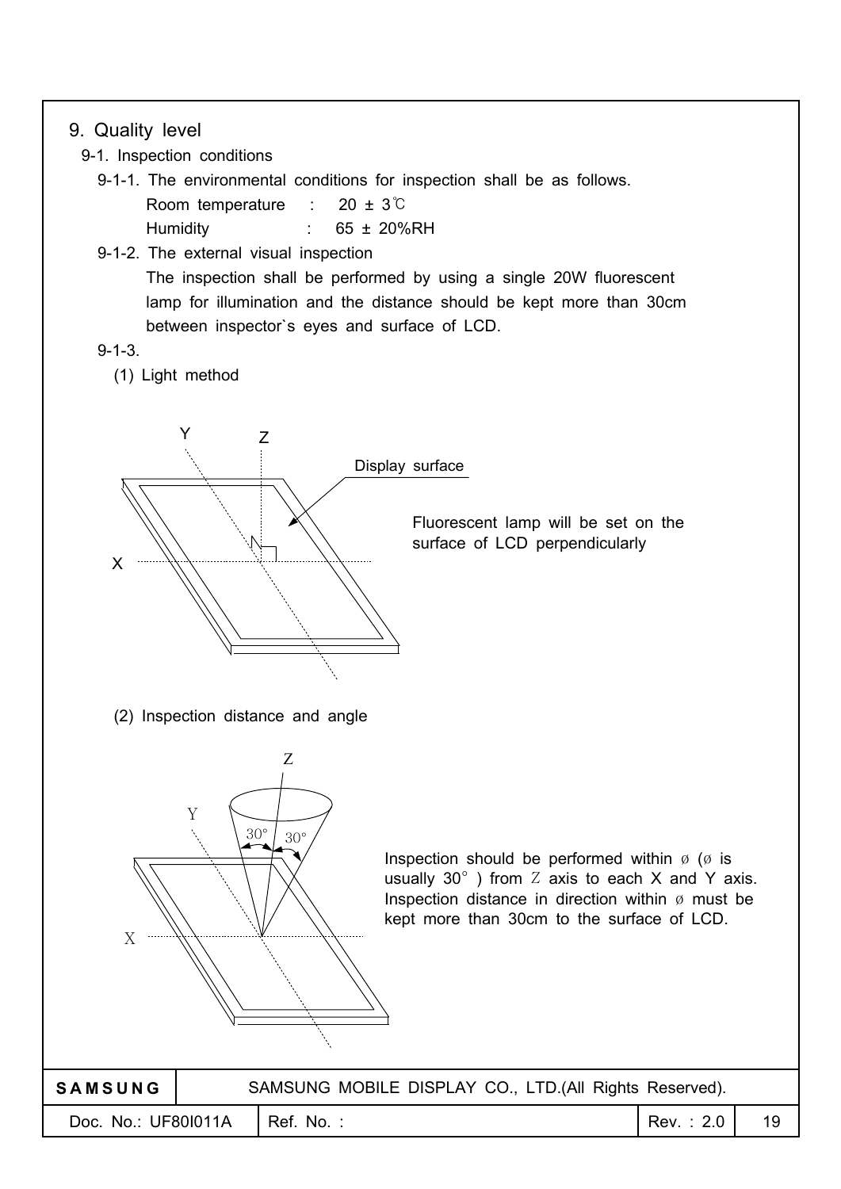# 9. Quality level

## 9-1. Inspection conditions

9-1-1. The environmental conditions for inspection shall be as follows.

Room temperature : 20 ± 3℃

Humidity : 65 ± 20%RH

9-1-2. The external visual inspection

The inspection shall be performed by using a single 20W fluorescent lamp for illumination and the distance should be kept more than 30cm between inspector`s eyes and surface of LCD.

9-1-3.

(1) Light method

Fluorescent lamp will be set on the surface of LCD perpendicularly

(2) Inspection distance and angle

Inspection should be performed within ø (ø is usually 30° ) from Z axis to each X and Y axis. Inspection distance in direction within ø must be kept more than 30cm to the surface of LCD.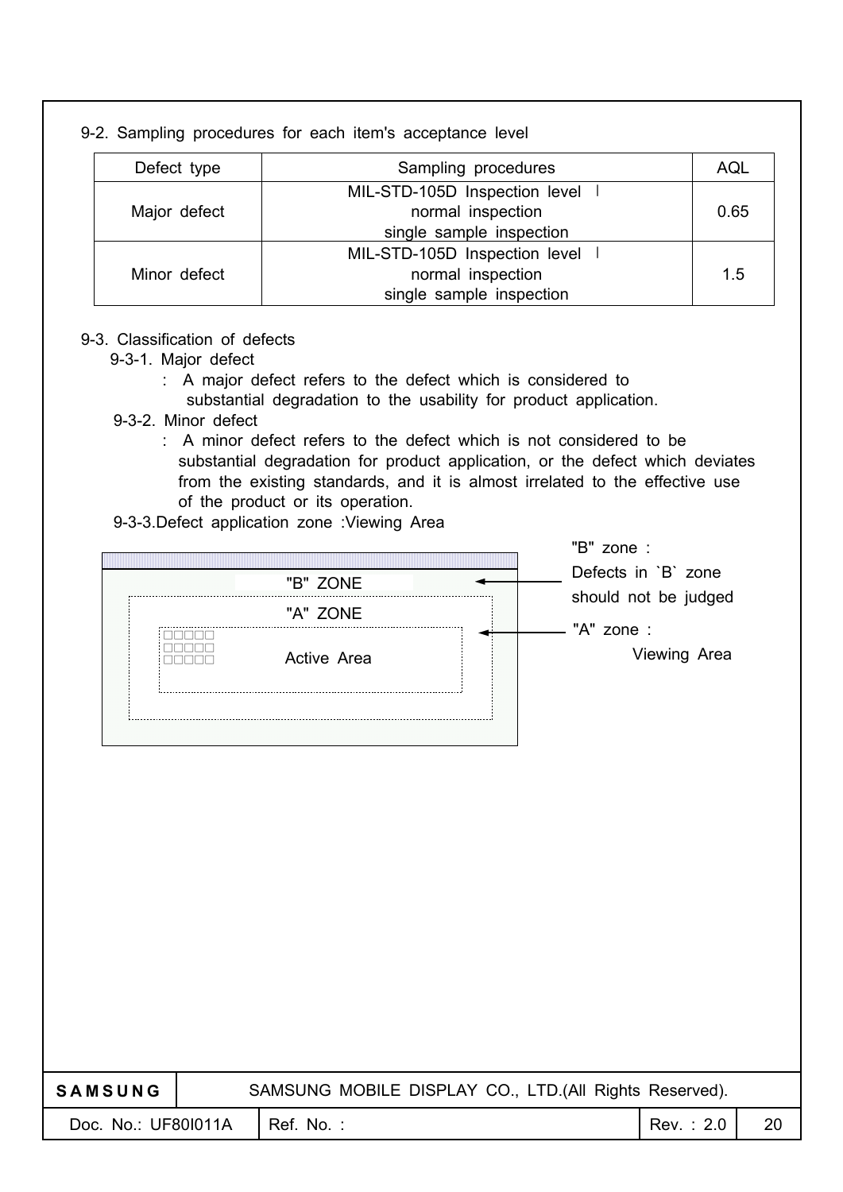9-2. Sampling procedures for each item's acceptance level

| Defect type | Sampling procedures | AQL |
|---|---|---|
| Major defect | MIL-STD-105D Inspection level Ⅰ<br>normal inspection<br>single sample inspection | 0.65 |
| Minor defect | MIL-STD-105D Inspection level Ⅰ<br>normal inspection<br>single sample inspection | 1.5 |

9-3. Classification of defects

9-3-1. Major defect

: A major defect refers to the defect which is considered to substantial degradation to the usability for product application.

9-3-2. Minor defect

: A minor defect refers to the defect which is not considered to be substantial degradation for product application, or the defect which deviates from the existing standards, and it is almost irrelated to the effective use of the product or its operation.

9-3-3.Defect application zone :Viewing Area

"B" ZONE

"A" ZONE

Active Area

"B" zone : Defects in `B` zone should not be judged

"A" zone : Viewing Area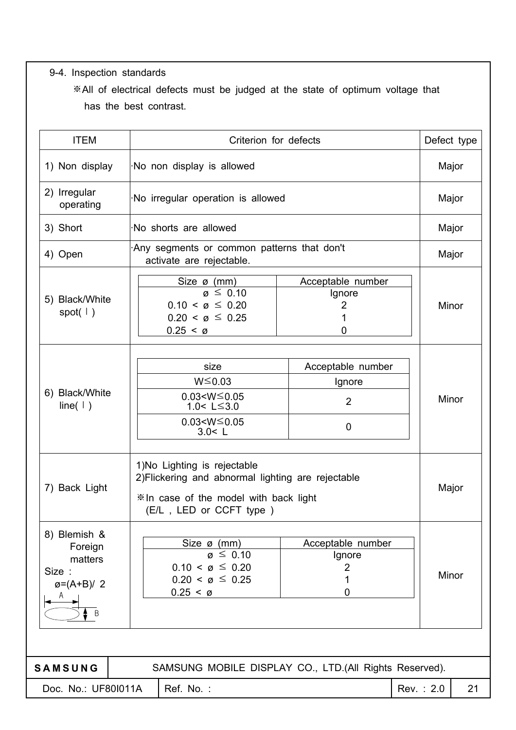## 9-4. Inspection standards

※All of electrical defects must be judged at the state of optimum voltage that has the best contrast.

| ITEM | Criterion for defects | Defect type |
|---|---|---|
| 1) Non display | ·No non display is allowed | Major |
| 2) Irregular operating | ·No irregular operation is allowed | Major |
| 3) Short | ·No shorts are allowed | Major |
| 4) Open | ·Any segments or common patterns that don't activate are rejectable. | Major |
| 5) Black/White spot( I ) | Size ø (mm): ø ≤ 0.10 → Acceptable number: Ignore; 0.10 < ø ≤ 0.20 → 2; 0.20 < ø ≤ 0.25 → 1; 0.25 < ø → 0 | Minor |
| 6) Black/White line( I ) | size: W≤0.03 → Acceptable number: Ignore; 0.03<W≤0.05, 1.0< L≤3.0 → 2; 0.03<W≤0.05, 3.0< L → 0 | Minor |
| 7) Back Light | 1)No Lighting is rejectable<br>2)Flickering and abnormal lighting are rejectable<br>※In case of the model with back light (E/L , LED or CCFT type ) | Major |
| 8) Blemish & Foreign matters<br>Size : ø=(A+B)/ 2 | Size ø (mm): ø ≤ 0.10 → Acceptable number: Ignore; 0.10 < ø ≤ 0.20 → 2; 0.20 < ø ≤ 0.25 → 1; 0.25 < ø → 0 | Minor |

**5) Black/White spot( I )**

| Size ø (mm) | Acceptable number |
|---|---|
| ø ≤ 0.10 | Ignore |
| 0.10 < ø ≤ 0.20 | 2 |
| 0.20 < ø ≤ 0.25 | 1 |
| 0.25 < ø | 0 |

**6) Black/White line( I )**

| size | Acceptable number |
|---|---|
| W≤0.03 | Ignore |
| 0.03<W≤0.05<br>1.0< L≤3.0 | 2 |
| 0.03<W≤0.05<br>3.0< L | 0 |

**8) Blemish & Foreign matters** (Size : ø=(A+B)/ 2)

| Size ø (mm) | Acceptable number |
|---|---|
| ø ≤ 0.10 | Ignore |
| 0.10 < ø ≤ 0.20 | 2 |
| 0.20 < ø ≤ 0.25 | 1 |
| 0.25 < ø | 0 |

| SAMSUNG | SAMSUNG MOBILE DISPLAY CO., LTD.(All Rights Reserved). | | |
|---|---|---|---|
| Doc. No.: UF80I011A | Ref. No. : | Rev. : 2.0 | 21 |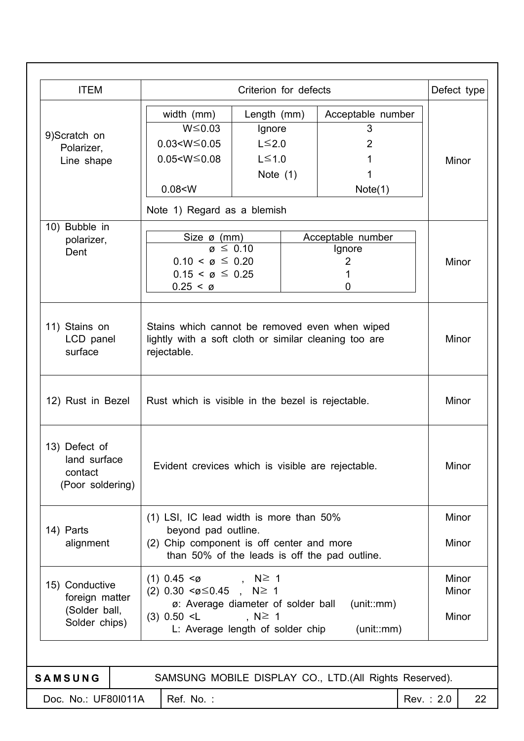| ITEM | Criterion for defects | Defect type |
|---|---|---|
| 9)Scratch on Polarizer, Line shape | <table><tr><th>width (mm)</th><th>Length (mm)</th><th>Acceptable number</th></tr><tr><td>W≤0.03</td><td>Ignore</td><td>3</td></tr><tr><td>0.03<W≤0.05</td><td>L≤2.0</td><td>2</td></tr><tr><td>0.05<W≤0.08</td><td>L≤1.0</td><td>1</td></tr><tr><td></td><td>Note (1)</td><td>1</td></tr><tr><td>0.08<W</td><td></td><td>Note(1)</td></tr></table> Note 1) Regard as a blemish | Minor |
| 10) Bubble in polarizer, Dent | <table><tr><th>Size ø (mm)</th><th>Acceptable number</th></tr><tr><td>ø ≤ 0.10</td><td>Ignore</td></tr><tr><td>0.10 < ø ≤ 0.20</td><td>2</td></tr><tr><td>0.15 < ø ≤ 0.25</td><td>1</td></tr><tr><td>0.25 < ø</td><td>0</td></tr></table> | Minor |
| 11) Stains on LCD panel surface | Stains which cannot be removed even when wiped lightly with a soft cloth or similar cleaning too are rejectable. | Minor |
| 12) Rust in Bezel | Rust which is visible in the bezel is rejectable. | Minor |
| 13) Defect of land surface contact (Poor soldering) | Evident crevices which is visible are rejectable. | Minor |
| 14) Parts alignment | (1) LSI, IC lead width is more than 50% beyond pad outline.<br>(2) Chip component is off center and more than 50% of the leads is off the pad outline. | Minor<br>Minor |
| 15) Conductive foreign matter (Solder ball, Solder chips) | (1) 0.45 <ø , N≥ 1<br>(2) 0.30 <ø≤0.45 , N≥ 1<br>ø: Average diameter of solder ball (unit::mm)<br>(3) 0.50 <L , N≥ 1<br>L: Average length of solder chip (unit::mm) | Minor<br>Minor<br><br>Minor |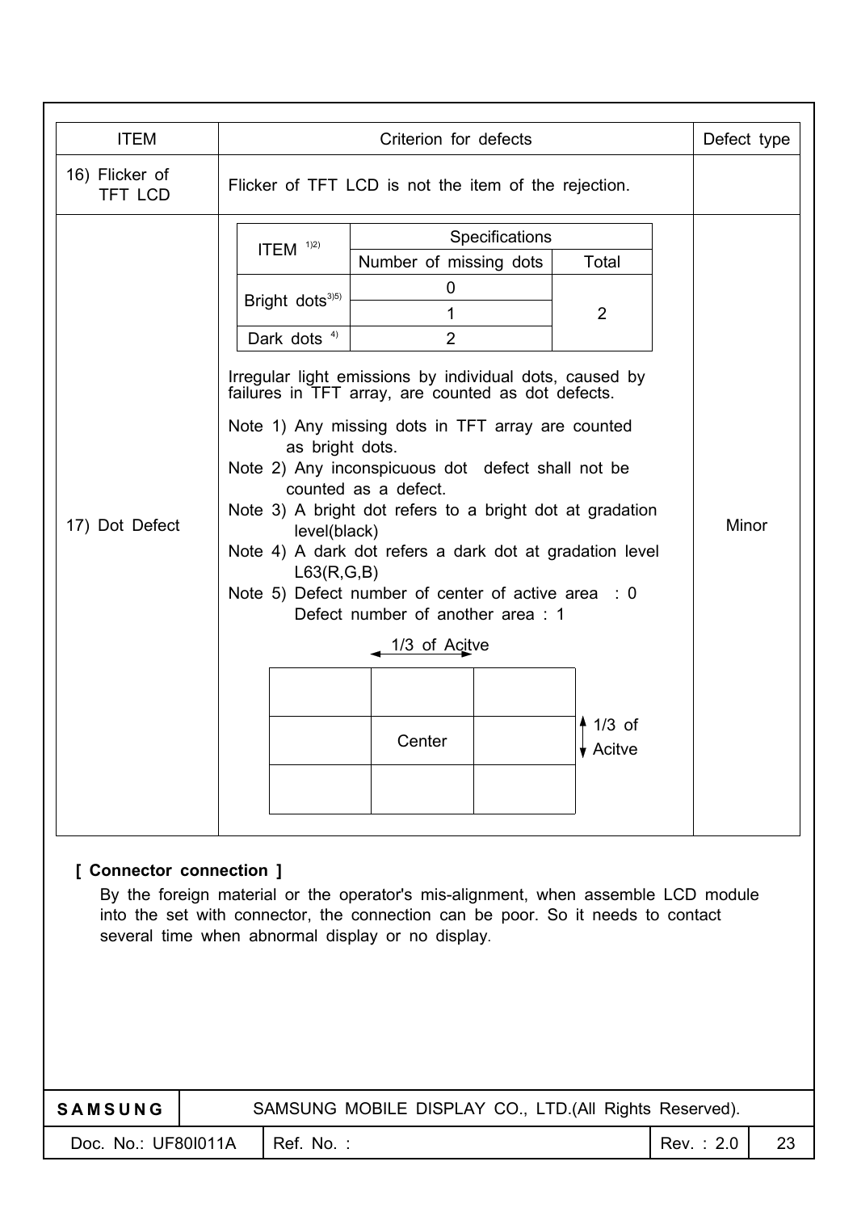| ITEM | Criterion for defects | Defect type |
|---|---|---|
| 16) Flicker of TFT LCD | Flicker of TFT LCD is not the item of the rejection. | |
| 17) Dot Defect | (see below) | Minor |

**17) Dot Defect — Criterion for defects**

| ITEM [1,2] | Specifications | |
|---|---|---|
| | Number of missing dots | Total |
| Bright dots [3,5] | 0 | 2 |
| | 1 | |
| Dark dots [4] | 2 | |

Irregular light emissions by individual dots, caused by failures in TFT array, are counted as dot defects.

Note 1) Any missing dots in TFT array are counted as bright dots.
Note 2) Any inconspicuous dot defect shall not be counted as a defect.
Note 3) A bright dot refers to a bright dot at gradation level(black)
Note 4) A dark dot refers a dark dot at gradation level L63(R,G,B)
Note 5) Defect number of center of active area : 0
Defect number of another area : 1

1/3 of Acitve (horizontal) ; 1/3 of Acitve (vertical)

| | | |
|---|---|---|
| | | |
| | Center | |
| | | |

Defect type: Minor

**[ Connector connection ]**

By the foreign material or the operator's mis-alignment, when assemble LCD module into the set with connector, the connection can be poor. So it needs to contact several time when abnormal display or no display.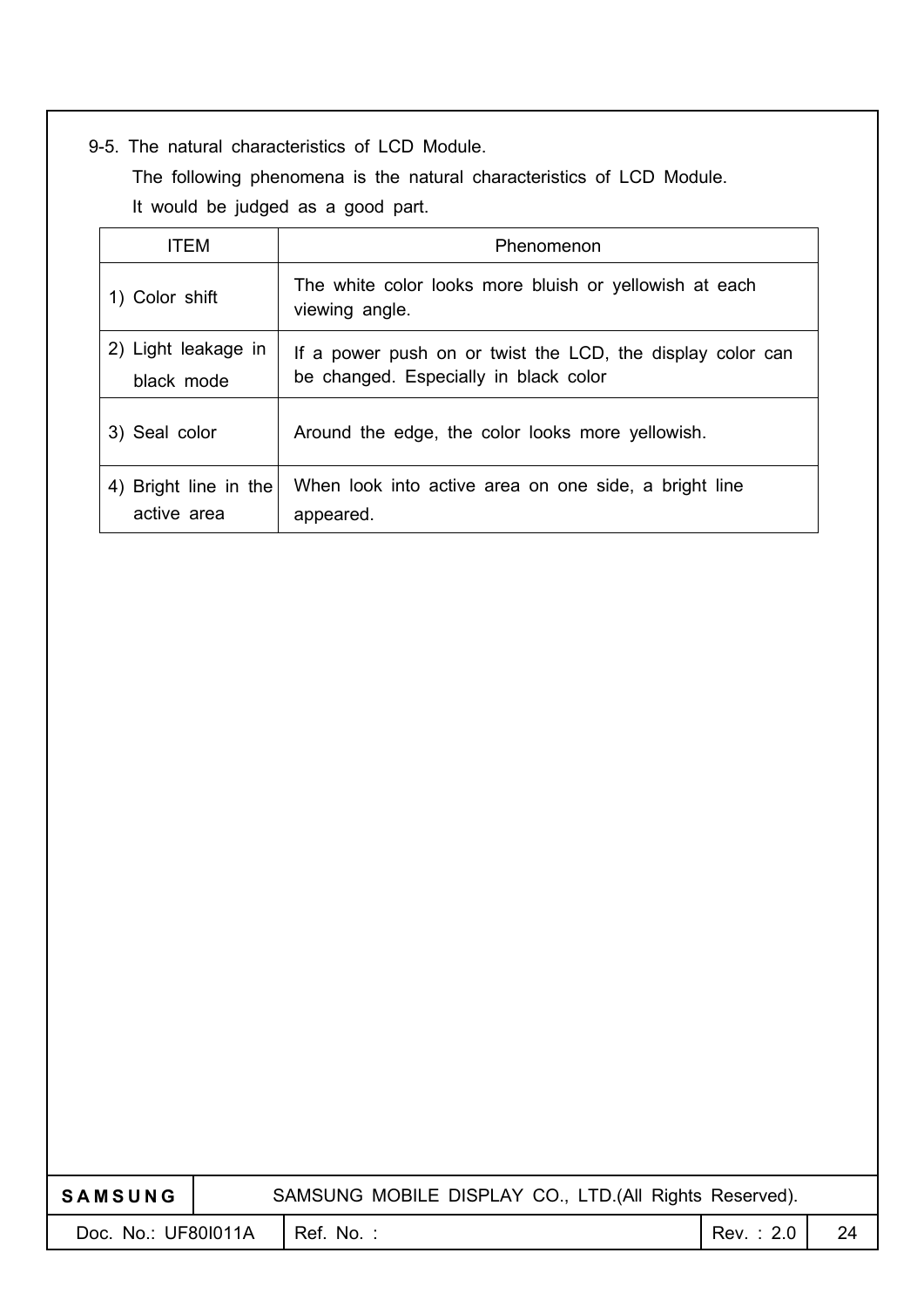### 9-5. The natural characteristics of LCD Module.

The following phenomena is the natural characteristics of LCD Module.
It would be judged as a good part.

| ITEM | Phenomenon |
|---|---|
| 1) Color shift | The white color looks more bluish or yellowish at each viewing angle. |
| 2) Light leakage in black mode | If a power push on or twist the LCD, the display color can be changed. Especially in black color |
| 3) Seal color | Around the edge, the color looks more yellowish. |
| 4) Bright line in the active area | When look into active area on one side, a bright line appeared. |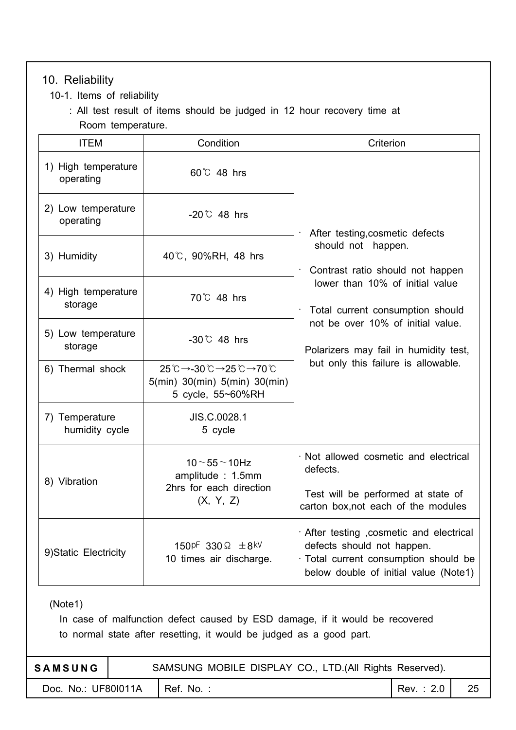## 10. Reliability

### 10-1. Items of reliability

: All test result of items should be judged in 12 hour recovery time at Room temperature.

| ITEM | Condition | Criterion |
|---|---|---|
| 1) High temperature operating | 60℃ 48 hrs | · After testing,cosmetic defects should not happen.<br>· Contrast ratio should not happen lower than 10% of initial value<br>· Total current consumption should not be over 10% of initial value.<br>Polarizers may fail in humidity test, but only this failure is allowable. |
| 2) Low temperature operating | -20℃ 48 hrs | |
| 3) Humidity | 40℃, 90%RH, 48 hrs | |
| 4) High temperature storage | 70℃ 48 hrs | |
| 5) Low temperature storage | -30℃ 48 hrs | |
| 6) Thermal shock | 25℃→-30℃→25℃→70℃<br>5(min) 30(min) 5(min) 30(min)<br>5 cycle, 55~60%RH | |
| 7) Temperature humidity cycle | JIS.C.0028.1<br>5 cycle | |
| 8) Vibration | 10～55～10Hz<br>amplitude : 1.5mm<br>2hrs for each direction<br>(X, Y, Z) | · Not allowed cosmetic and electrical defects.<br>Test will be performed at state of carton box,not each of the modules |
| 9)Static Electricity | 150pF 330Ω ±8kV<br>10 times air discharge. | · After testing ,cosmetic and electrical defects should not happen.<br>· Total current consumption should be below double of initial value (Note1) |

(Note1)

In case of malfunction defect caused by ESD damage, if it would be recovered to normal state after resetting, it would be judged as a good part.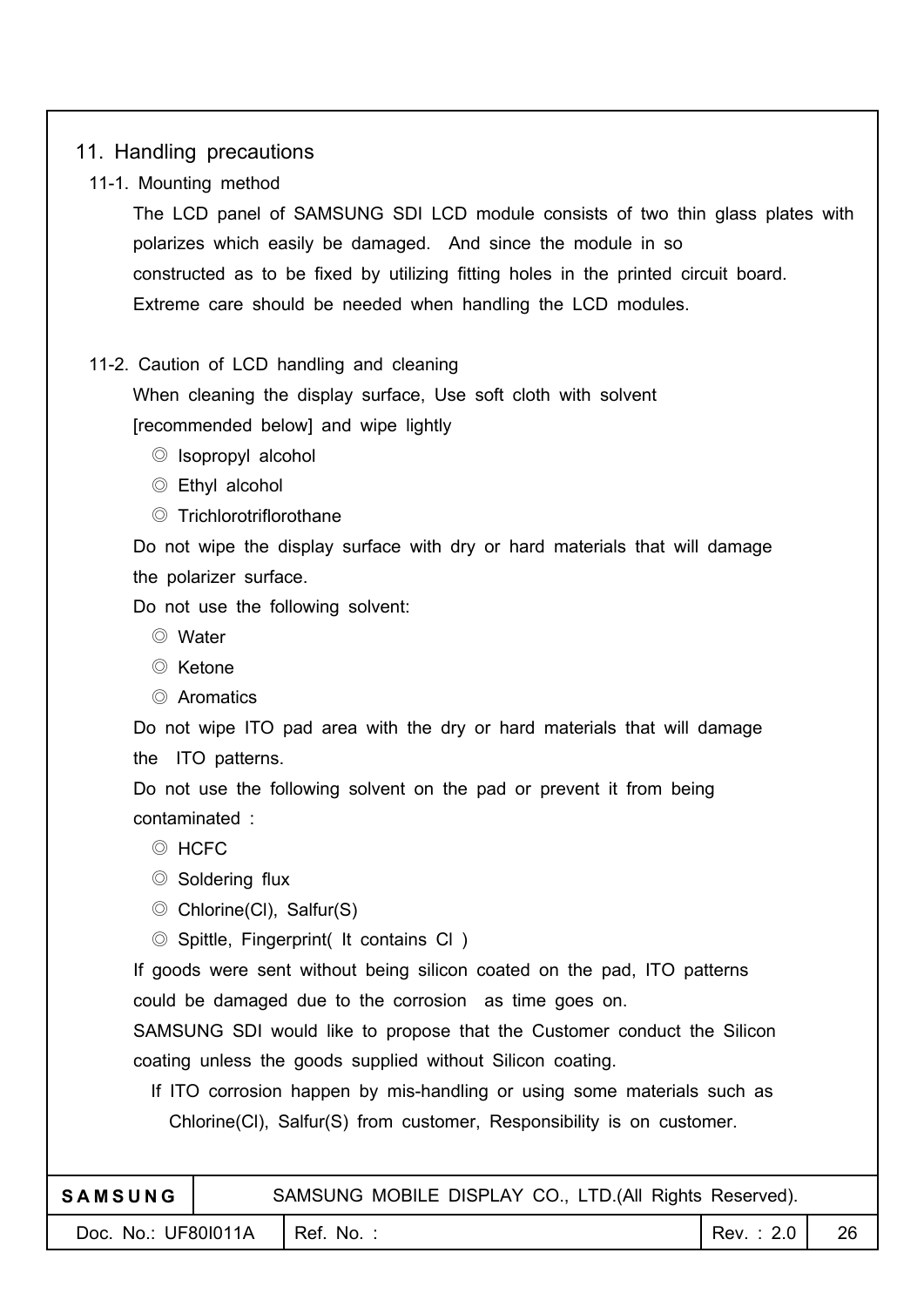## 11. Handling precautions

### 11-1. Mounting method

The LCD panel of SAMSUNG SDI LCD module consists of two thin glass plates with polarizes which easily be damaged. And since the module in so constructed as to be fixed by utilizing fitting holes in the printed circuit board. Extreme care should be needed when handling the LCD modules.

### 11-2. Caution of LCD handling and cleaning

When cleaning the display surface, Use soft cloth with solvent [recommended below] and wipe lightly

- ◎ Isopropyl alcohol
- ◎ Ethyl alcohol
- ◎ Trichlorotriflorothane

Do not wipe the display surface with dry or hard materials that will damage the polarizer surface.

Do not use the following solvent:

- ◎ Water
- ◎ Ketone
- ◎ Aromatics

Do not wipe ITO pad area with the dry or hard materials that will damage the ITO patterns.

Do not use the following solvent on the pad or prevent it from being contaminated :

- ◎ HCFC
- ◎ Soldering flux
- ◎ Chlorine(Cl), Salfur(S)
- ◎ Spittle, Fingerprint( It contains Cl )

If goods were sent without being silicon coated on the pad, ITO patterns could be damaged due to the corrosion as time goes on.

SAMSUNG SDI would like to propose that the Customer conduct the Silicon coating unless the goods supplied without Silicon coating.

If ITO corrosion happen by mis-handling or using some materials such as Chlorine(Cl), Salfur(S) from customer, Responsibility is on customer.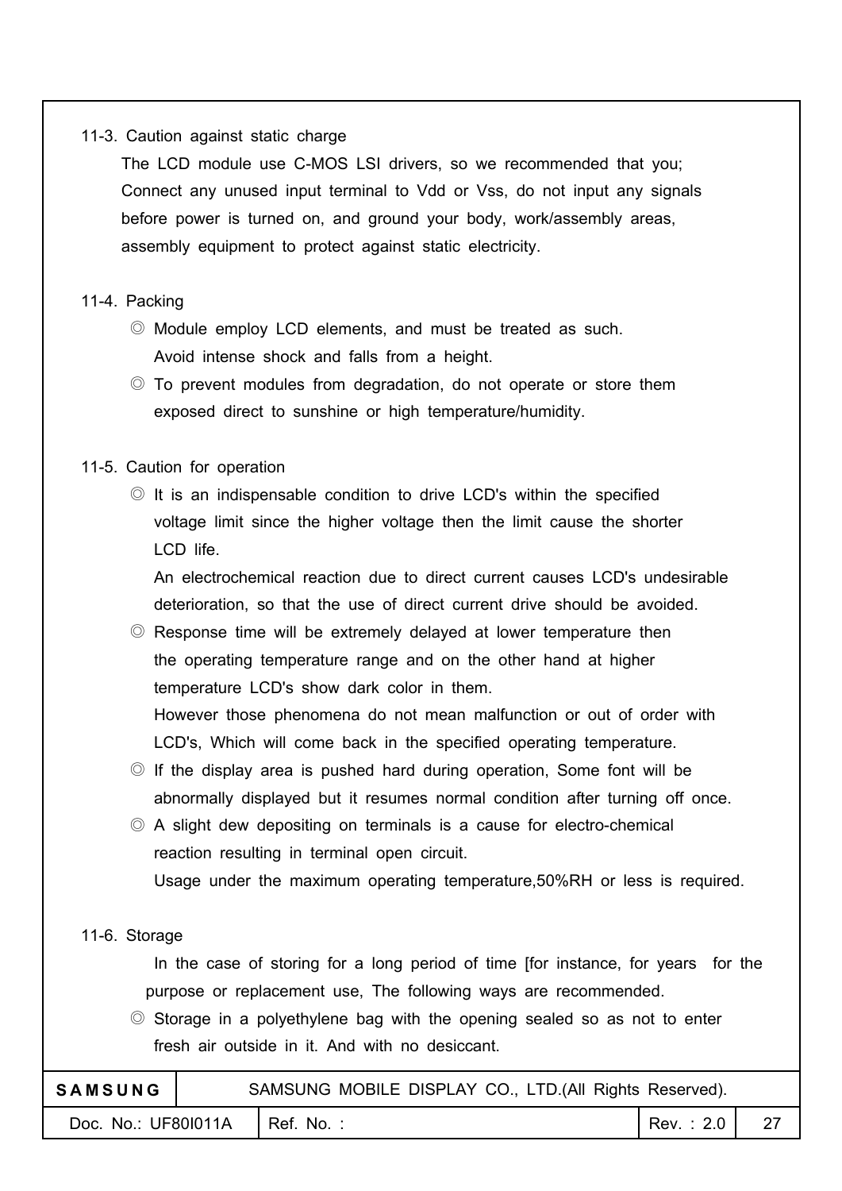### 11-3. Caution against static charge

The LCD module use C-MOS LSI drivers, so we recommended that you; Connect any unused input terminal to Vdd or Vss, do not input any signals before power is turned on, and ground your body, work/assembly areas, assembly equipment to protect against static electricity.

### 11-4. Packing

◎ Module employ LCD elements, and must be treated as such. Avoid intense shock and falls from a height.

◎ To prevent modules from degradation, do not operate or store them exposed direct to sunshine or high temperature/humidity.

### 11-5. Caution for operation

◎ It is an indispensable condition to drive LCD's within the specified voltage limit since the higher voltage then the limit cause the shorter LCD life.
An electrochemical reaction due to direct current causes LCD's undesirable deterioration, so that the use of direct current drive should be avoided.

◎ Response time will be extremely delayed at lower temperature then the operating temperature range and on the other hand at higher temperature LCD's show dark color in them.
However those phenomena do not mean malfunction or out of order with LCD's, Which will come back in the specified operating temperature.

◎ If the display area is pushed hard during operation, Some font will be abnormally displayed but it resumes normal condition after turning off once.

◎ A slight dew depositing on terminals is a cause for electro-chemical reaction resulting in terminal open circuit.
Usage under the maximum operating temperature,50%RH or less is required.

### 11-6. Storage

In the case of storing for a long period of time [for instance, for years for the purpose or replacement use, The following ways are recommended.

◎ Storage in a polyethylene bag with the opening sealed so as not to enter fresh air outside in it. And with no desiccant.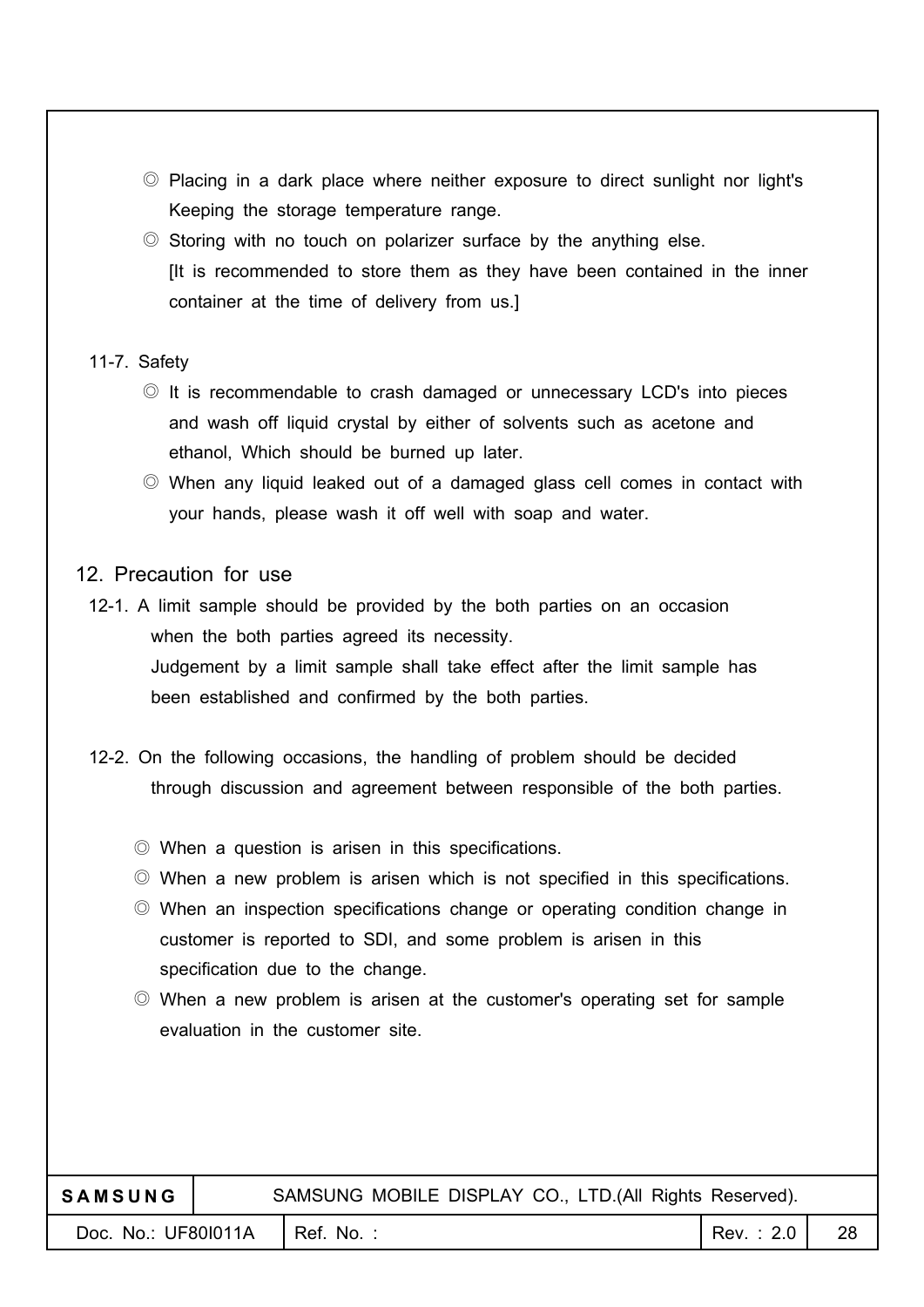◎ Placing in a dark place where neither exposure to direct sunlight nor light's Keeping the storage temperature range.

◎ Storing with no touch on polarizer surface by the anything else. [It is recommended to store them as they have been contained in the inner container at the time of delivery from us.]

11-7. Safety

◎ It is recommendable to crash damaged or unnecessary LCD's into pieces and wash off liquid crystal by either of solvents such as acetone and ethanol, Which should be burned up later.

◎ When any liquid leaked out of a damaged glass cell comes in contact with your hands, please wash it off well with soap and water.

## 12. Precaution for use

12-1. A limit sample should be provided by the both parties on an occasion when the both parties agreed its necessity.
Judgement by a limit sample shall take effect after the limit sample has been established and confirmed by the both parties.

12-2. On the following occasions, the handling of problem should be decided through discussion and agreement between responsible of the both parties.

◎ When a question is arisen in this specifications.

◎ When a new problem is arisen which is not specified in this specifications.

◎ When an inspection specifications change or operating condition change in customer is reported to SDI, and some problem is arisen in this specification due to the change.

◎ When a new problem is arisen at the customer's operating set for sample evaluation in the customer site.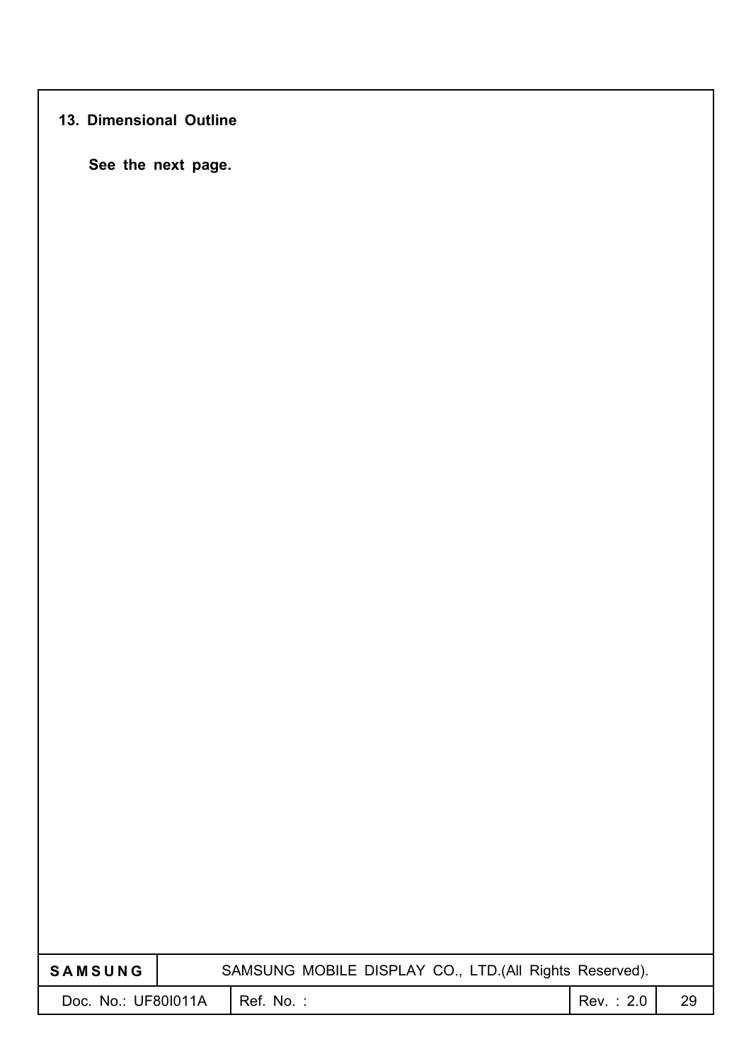## 13. Dimensional Outline

**See the next page.**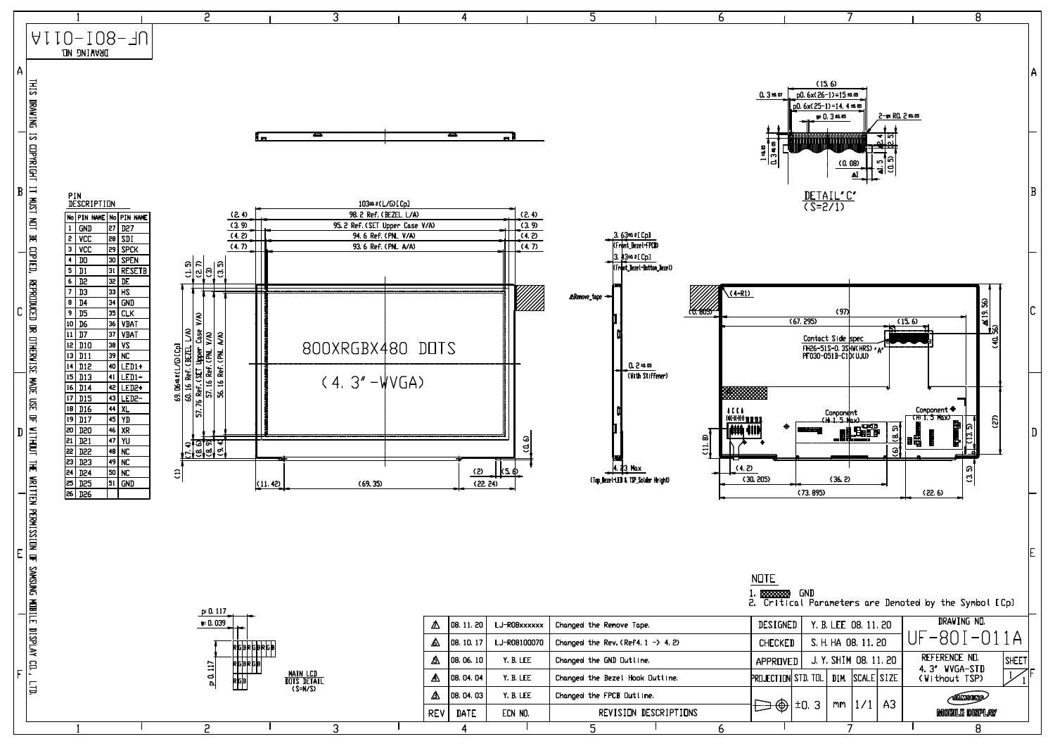DRAWING NO. UF-80I-011A

THIS DRAWING IS COPYRIGHT IT MUST NOT BE COPIED, REPRODUCED OR OTHERWISE MADE USE OF WITHOUT THE WRITTEN PERMISSION OF SAMSUNG MOBILE DISPLAY CO., LTD.

## PIN DESCRIPTION

| No | PIN NAME | No | PIN NAME |
|---|---|---|---|
| 1 | GND | 27 | D27 |
| 2 | VCC | 28 | SDI |
| 3 | VCC | 29 | SPCK |
| 4 | D0 | 30 | SPEN |
| 5 | D1 | 31 | RESETB |
| 6 | D2 | 32 | DE |
| 7 | D3 | 33 | HS |
| 8 | D4 | 34 | GND |
| 9 | D5 | 35 | CLK |
| 10 | D6 | 36 | VBAT |
| 11 | D7 | 37 | VBAT |
| 12 | D10 | 38 | VS |
| 13 | D11 | 39 | NC |
| 14 | D12 | 40 | LED1+ |
| 15 | D13 | 41 | LED1- |
| 16 | D14 | 42 | LED2+ |
| 17 | D15 | 43 | LED2- |
| 18 | D16 | 44 | XL |
| 19 | D17 | 45 | YD |
| 20 | D20 | 46 | XR |
| 21 | D21 | 47 | YU |
| 22 | D22 | 48 | NC |
| 23 | D23 | 49 | NC |
| 24 | D24 | 50 | NC |
| 25 | D25 | 51 | GND |
| 26 | D26 | | |

800XRGBX480 DOTS

(4.3"-WVGA)

103±0.2(L/G)[Cp]
98.2 Ref.(BEZEL L/A)
95.2 Ref.(SET Upper Case V/A)
94.6 Ref.(PNL V/A)
93.6 Ref.(PNL A/A)
(2.4) (3.9) (4.2) (4.7)

69.06±0.2(L/G)[Cp]
60.16 Ref.(BEZEL L/A)
57.76 Ref.(SET Upper Case V/A)
57.16 Ref.(PNL V/A)
56.16 Ref.(PNL A/A)
(1.5) (2.7) (3) (3.5) (7.4) (8.6) (8.9) (9.4) (1)

(11.42) (69.35) (2) (5.6) (22.24) (0.6)

3.63±0.2[Cp] (Front_Bezel-FPCB)
3.43±0.2[Cp] (Front_Bezel-Bottom_Bezel)
Remove_tape
0.2±0.03 (With Stiffener)
4.23 Max (Top_Bezel-LED & TSP_Solder Height)

(4-R1) (0.805) (97) (67.295) (15.6) (19.56) (40.56)
Contact Side spec
FH26-51S-0.3SHW(HRS) "A"
PF030-051B-C1D(UJU)
Component (H:1.5 Max)
Component (H:1.5 Max)
(11.8) (4.2) (30.205) (36.2) (73.895) (22.6) (6) (8.5) (13.5) (27) (3.5)

DETAIL "C" (S=2/1)
(15.6) 0.3±0.07 p0.6x(26-1)=15±0.05 p0.6x(25-1)=14.4±0.05 w0.3±0.05 2-R0.2±0.05 1±0.05 0.3±0.05 (0.08) 2.4 (2.5) 1.5 (0.5)

MAIN LCD DOTS DETAIL (S=N/S)
p:0.117 w:0.039 p:0.117

NOTE
1. GND
2. Critical Parameters are Denoted by the Symbol [Cp]

| REV | DATE | ECN NO. | REVISION DESCRIPTIONS |
|---|---|---|---|
| 5 | 08.11.20 | LJ-R08xxxxxx | Changed the Remove Tape. |
| 4 | 08.10.17 | LJ-R08100070 | Changed the Rev.(Ref4.1 -> 4.2) |
| 3 | 08.06.10 | Y.B.LEE | Changed the GND Outline. |
| 2 | 08.04.04 | Y.B.LEE | Changed the Bezel Hook Outline. |
| 1 | 08.04.03 | Y.B.LEE | Changed the FPCB Outline. |

| | | | | |
|---|---|---|---|---|
| DESIGNED | Y.B.LEE 08.11.20 | | | |
| CHECKED | S.H.HA 08.11.20 | | | |
| APPROVED | J.Y.SHIM 08.11.20 | | | |
| PROJECTION | STD.TOL | DIM. | SCALE | SIZE |
| | ±0.3 | mm | 1/1 | A3 |

DRAWING NO. UF-80I-011A

REFERENCE NO. 4.3" WVGA-STD (Without TSP)

SHEET 1/1

SAMSUNG MOBILE DISPLAY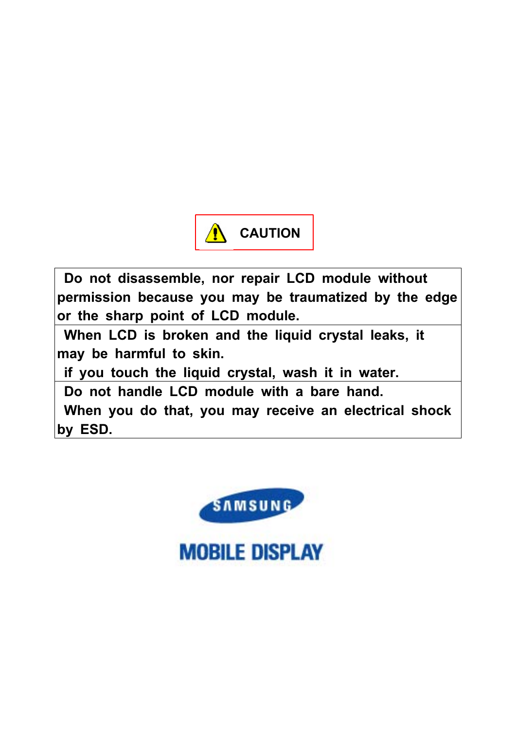**CAUTION**

| |
|---|
| Do not disassemble, nor repair LCD module without permission because you may be traumatized by the edge or the sharp point of LCD module. |
| When LCD is broken and the liquid crystal leaks, it may be harmful to skin. if you touch the liquid crystal, wash it in water. |
| Do not handle LCD module with a bare hand. When you do that, you may receive an electrical shock by ESD. |

SAMSUNG

MOBILE DISPLAY